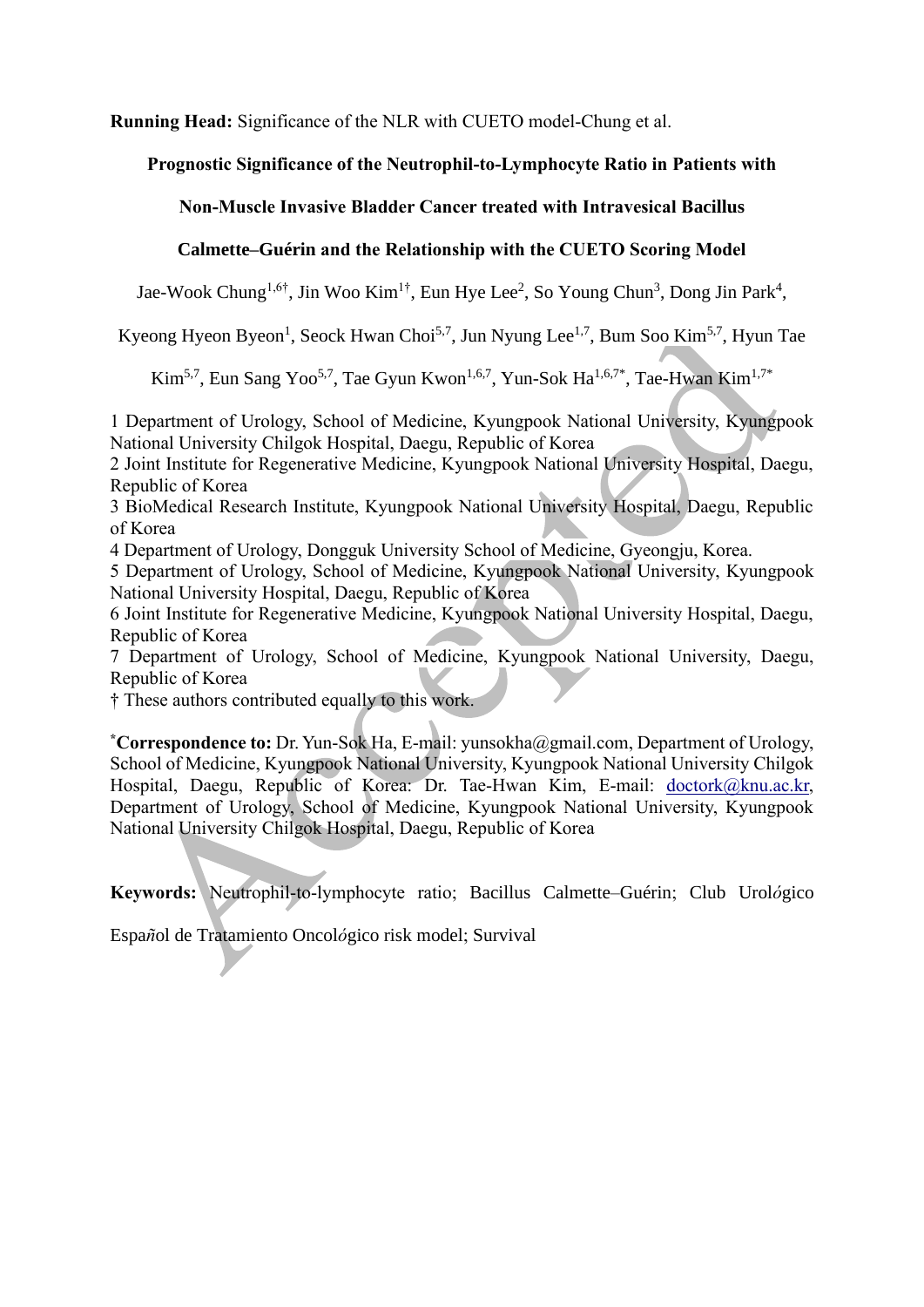**Running Head:** Significance of the NLR with CUETO model-Chung et al.

# Prognostic Significance of the Neutrophil-to-Lymphocyte Ratio in Patients with Non-Muscle Invasive Bladder Cancer treated with Intravesical Bacillus Calmette–Guérin and the Relationship with the CUETO Scoring Model

Jae-Wook Chung[1,6†], Jin Woo Kim[1†], Eun Hye Lee[2], So Young Chun[3], Dong Jin Park[4], Kyeong Hyeon Byeon[1], Seock Hwan Choi[5,7], Jun Nyung Lee[1,7], Bum Soo Kim[5,7], Hyun Tae Kim[5,7], Eun Sang Yoo[5,7], Tae Gyun Kwon[1,6,7], Yun-Sok Ha[1,6,7*], Tae-Hwan Kim[1,7*]

1 Department of Urology, School of Medicine, Kyungpook National University, Kyungpook National University Chilgok Hospital, Daegu, Republic of Korea
2 Joint Institute for Regenerative Medicine, Kyungpook National University Hospital, Daegu, Republic of Korea
3 BioMedical Research Institute, Kyungpook National University Hospital, Daegu, Republic of Korea
4 Department of Urology, Dongguk University School of Medicine, Gyeongju, Korea.
5 Department of Urology, School of Medicine, Kyungpook National University, Kyungpook National University Hospital, Daegu, Republic of Korea
6 Joint Institute for Regenerative Medicine, Kyungpook National University Hospital, Daegu, Republic of Korea
7 Department of Urology, School of Medicine, Kyungpook National University, Daegu, Republic of Korea
† These authors contributed equally to this work.

[*]**Correspondence to:** Dr. Yun-Sok Ha, E-mail: yunsokha@gmail.com, Department of Urology, School of Medicine, Kyungpook National University, Kyungpook National University Chilgok Hospital, Daegu, Republic of Korea: Dr. Tae-Hwan Kim, E-mail: doctork@knu.ac.kr, Department of Urology, School of Medicine, Kyungpook National University, Kyungpook National University Chilgok Hospital, Daegu, Republic of Korea

**Keywords:** Neutrophil-to-lymphocyte ratio; Bacillus Calmette–Guérin; Club Urológico Español de Tratamiento Oncológico risk model; Survival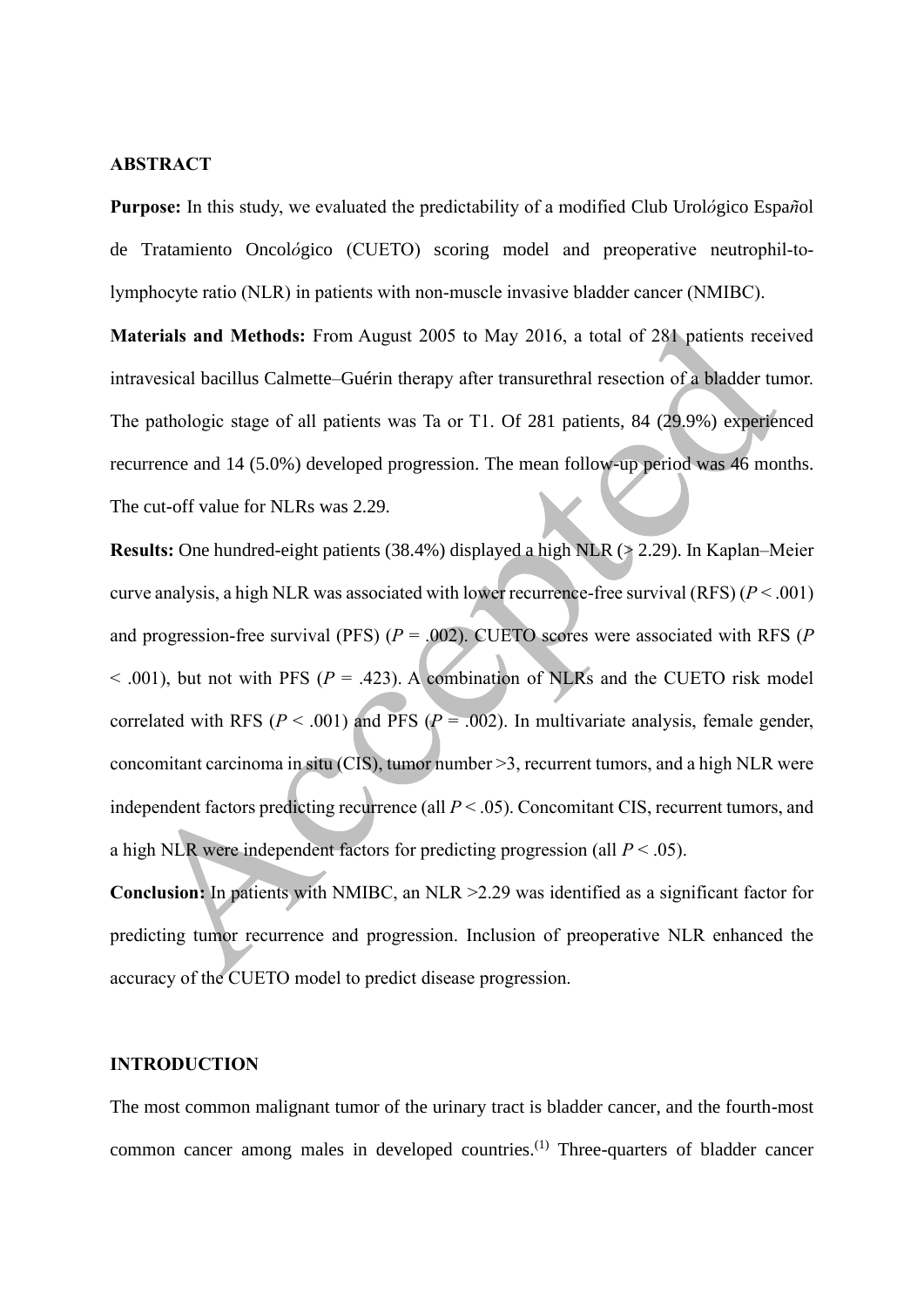**ABSTRACT**

**Purpose:** In this study, we evaluated the predictability of a modified Club Urológico Español de Tratamiento Oncológico (CUETO) scoring model and preoperative neutrophil-to-lymphocyte ratio (NLR) in patients with non-muscle invasive bladder cancer (NMIBC).

**Materials and Methods:** From August 2005 to May 2016, a total of 281 patients received intravesical bacillus Calmette–Guérin therapy after transurethral resection of a bladder tumor. The pathologic stage of all patients was Ta or T1. Of 281 patients, 84 (29.9%) experienced recurrence and 14 (5.0%) developed progression. The mean follow-up period was 46 months. The cut-off value for NLRs was 2.29.

**Results:** One hundred-eight patients (38.4%) displayed a high NLR (> 2.29). In Kaplan–Meier curve analysis, a high NLR was associated with lower recurrence-free survival (RFS) ($P < .001$) and progression-free survival (PFS) ($P = .002$). CUETO scores were associated with RFS ($P < .001$), but not with PFS ($P = .423$). A combination of NLRs and the CUETO risk model correlated with RFS ($P < .001$) and PFS ($P = .002$). In multivariate analysis, female gender, concomitant carcinoma in situ (CIS), tumor number >3, recurrent tumors, and a high NLR were independent factors predicting recurrence (all $P < .05$). Concomitant CIS, recurrent tumors, and a high NLR were independent factors for predicting progression (all $P < .05$).

**Conclusion:** In patients with NMIBC, an NLR >2.29 was identified as a significant factor for predicting tumor recurrence and progression. Inclusion of preoperative NLR enhanced the accuracy of the CUETO model to predict disease progression.

**INTRODUCTION**

The most common malignant tumor of the urinary tract is bladder cancer, and the fourth-most common cancer among males in developed countries.[1] Three-quarters of bladder cancer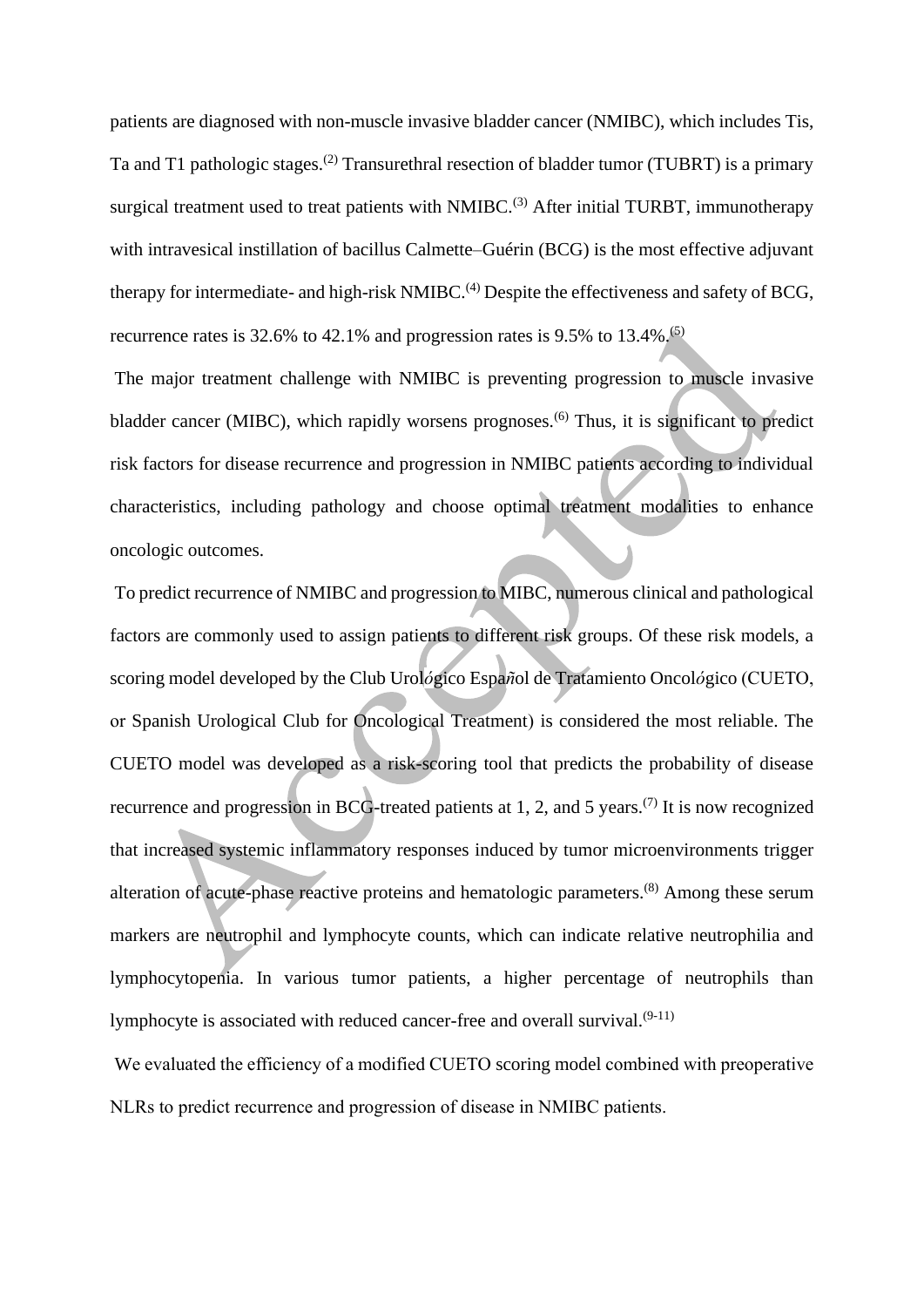patients are diagnosed with non-muscle invasive bladder cancer (NMIBC), which includes Tis, Ta and T1 pathologic stages.[2] Transurethral resection of bladder tumor (TUBRT) is a primary surgical treatment used to treat patients with NMIBC.[3] After initial TURBT, immunotherapy with intravesical instillation of bacillus Calmette–Guérin (BCG) is the most effective adjuvant therapy for intermediate- and high-risk NMIBC.[4] Despite the effectiveness and safety of BCG, recurrence rates is 32.6% to 42.1% and progression rates is 9.5% to 13.4%.[5]

The major treatment challenge with NMIBC is preventing progression to muscle invasive bladder cancer (MIBC), which rapidly worsens prognoses.[6] Thus, it is significant to predict risk factors for disease recurrence and progression in NMIBC patients according to individual characteristics, including pathology and choose optimal treatment modalities to enhance oncologic outcomes.

To predict recurrence of NMIBC and progression to MIBC, numerous clinical and pathological factors are commonly used to assign patients to different risk groups. Of these risk models, a scoring model developed by the Club Urol*ó*gico Espa*ñ*ol de Tratamiento Oncol*ó*gico (CUETO, or Spanish Urological Club for Oncological Treatment) is considered the most reliable. The CUETO model was developed as a risk-scoring tool that predicts the probability of disease recurrence and progression in BCG-treated patients at 1, 2, and 5 years.[7] It is now recognized that increased systemic inflammatory responses induced by tumor microenvironments trigger alteration of acute-phase reactive proteins and hematologic parameters.[8] Among these serum markers are neutrophil and lymphocyte counts, which can indicate relative neutrophilia and lymphocytopenia. In various tumor patients, a higher percentage of neutrophils than lymphocyte is associated with reduced cancer-free and overall survival.[9-11]

We evaluated the efficiency of a modified CUETO scoring model combined with preoperative NLRs to predict recurrence and progression of disease in NMIBC patients.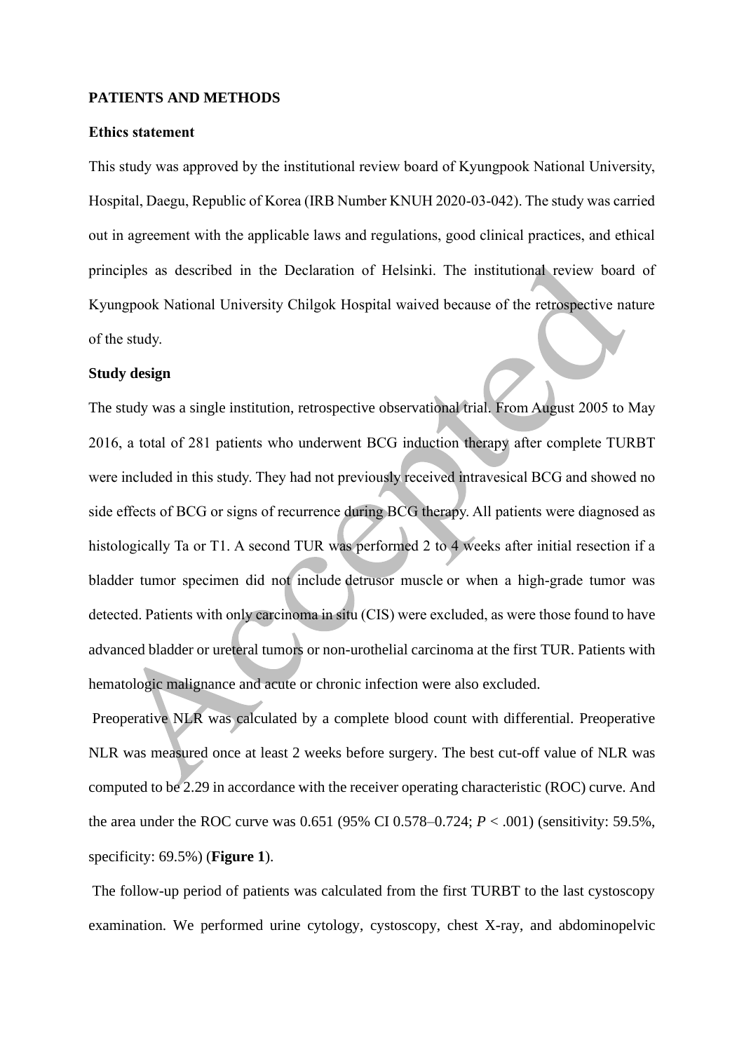## PATIENTS AND METHODS

### Ethics statement

This study was approved by the institutional review board of Kyungpook National University, Hospital, Daegu, Republic of Korea (IRB Number KNUH 2020-03-042). The study was carried out in agreement with the applicable laws and regulations, good clinical practices, and ethical principles as described in the Declaration of Helsinki. The institutional review board of Kyungpook National University Chilgok Hospital waived because of the retrospective nature of the study.

### Study design

The study was a single institution, retrospective observational trial. From August 2005 to May 2016, a total of 281 patients who underwent BCG induction therapy after complete TURBT were included in this study. They had not previously received intravesical BCG and showed no side effects of BCG or signs of recurrence during BCG therapy. All patients were diagnosed as histologically Ta or T1. A second TUR was performed 2 to 4 weeks after initial resection if a bladder tumor specimen did not include detrusor muscle or when a high-grade tumor was detected. Patients with only carcinoma in situ (CIS) were excluded, as were those found to have advanced bladder or ureteral tumors or non-urothelial carcinoma at the first TUR. Patients with hematologic malignance and acute or chronic infection were also excluded.

Preoperative NLR was calculated by a complete blood count with differential. Preoperative NLR was measured once at least 2 weeks before surgery. The best cut-off value of NLR was computed to be 2.29 in accordance with the receiver operating characteristic (ROC) curve. And the area under the ROC curve was 0.651 (95% CI 0.578–0.724; $P < .001$) (sensitivity: 59.5%, specificity: 69.5%) (**Figure 1**).

The follow-up period of patients was calculated from the first TURBT to the last cystoscopy examination. We performed urine cytology, cystoscopy, chest X-ray, and abdominopelvic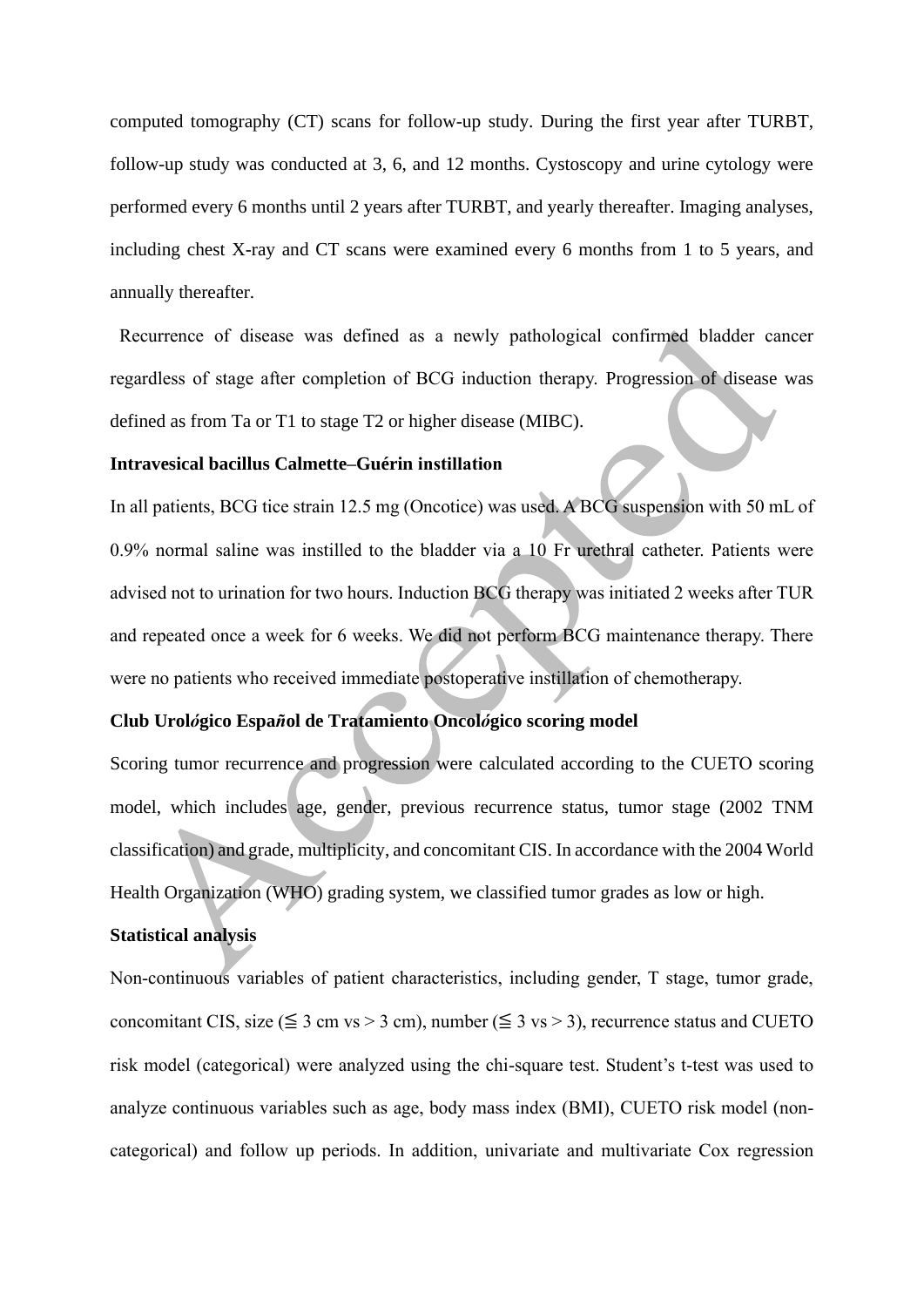computed tomography (CT) scans for follow-up study. During the first year after TURBT, follow-up study was conducted at 3, 6, and 12 months. Cystoscopy and urine cytology were performed every 6 months until 2 years after TURBT, and yearly thereafter. Imaging analyses, including chest X-ray and CT scans were examined every 6 months from 1 to 5 years, and annually thereafter.

Recurrence of disease was defined as a newly pathological confirmed bladder cancer regardless of stage after completion of BCG induction therapy. Progression of disease was defined as from Ta or T1 to stage T2 or higher disease (MIBC).

**Intravesical bacillus Calmette–Guérin instillation**

In all patients, BCG tice strain 12.5 mg (Oncotice) was used. A BCG suspension with 50 mL of 0.9% normal saline was instilled to the bladder via a 10 Fr urethral catheter. Patients were advised not to urination for two hours. Induction BCG therapy was initiated 2 weeks after TUR and repeated once a week for 6 weeks. We did not perform BCG maintenance therapy. There were no patients who received immediate postoperative instillation of chemotherapy.

**Club Urológico Español de Tratamiento Oncológico scoring model**

Scoring tumor recurrence and progression were calculated according to the CUETO scoring model, which includes age, gender, previous recurrence status, tumor stage (2002 TNM classification) and grade, multiplicity, and concomitant CIS. In accordance with the 2004 World Health Organization (WHO) grading system, we classified tumor grades as low or high.

**Statistical analysis**

Non-continuous variables of patient characteristics, including gender, T stage, tumor grade, concomitant CIS, size (≦ 3 cm vs > 3 cm), number (≦ 3 vs > 3), recurrence status and CUETO risk model (categorical) were analyzed using the chi-square test. Student's t-test was used to analyze continuous variables such as age, body mass index (BMI), CUETO risk model (non-categorical) and follow up periods. In addition, univariate and multivariate Cox regression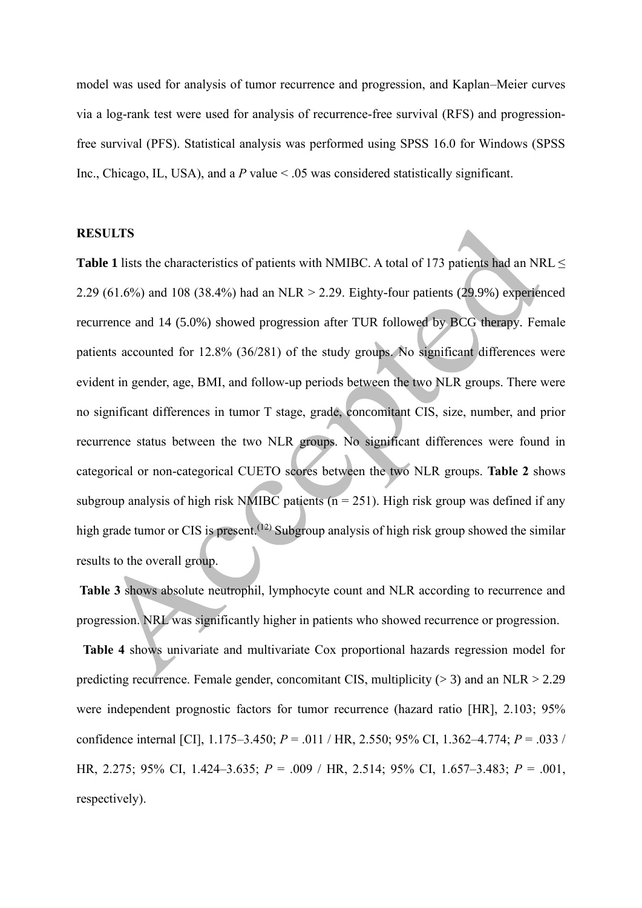model was used for analysis of tumor recurrence and progression, and Kaplan–Meier curves via a log-rank test were used for analysis of recurrence-free survival (RFS) and progression-free survival (PFS). Statistical analysis was performed using SPSS 16.0 for Windows (SPSS Inc., Chicago, IL, USA), and a *P* value < .05 was considered statistically significant.

**RESULTS**

**Table 1** lists the characteristics of patients with NMIBC. A total of 173 patients had an NRL ≤ 2.29 (61.6%) and 108 (38.4%) had an NLR > 2.29. Eighty-four patients (29.9%) experienced recurrence and 14 (5.0%) showed progression after TUR followed by BCG therapy. Female patients accounted for 12.8% (36/281) of the study groups. No significant differences were evident in gender, age, BMI, and follow-up periods between the two NLR groups. There were no significant differences in tumor T stage, grade, concomitant CIS, size, number, and prior recurrence status between the two NLR groups. No significant differences were found in categorical or non-categorical CUETO scores between the two NLR groups. **Table 2** shows subgroup analysis of high risk NMIBC patients (n = 251). High risk group was defined if any high grade tumor or CIS is present.[12] Subgroup analysis of high risk group showed the similar results to the overall group.

**Table 3** shows absolute neutrophil, lymphocyte count and NLR according to recurrence and progression. NRL was significantly higher in patients who showed recurrence or progression.

**Table 4** shows univariate and multivariate Cox proportional hazards regression model for predicting recurrence. Female gender, concomitant CIS, multiplicity (> 3) and an NLR > 2.29 were independent prognostic factors for tumor recurrence (hazard ratio [HR], 2.103; 95% confidence internal [CI], 1.175–3.450; *P* = .011 / HR, 2.550; 95% CI, 1.362–4.774; *P* = .033 / HR, 2.275; 95% CI, 1.424–3.635; *P* = .009 / HR, 2.514; 95% CI, 1.657–3.483; *P* = .001, respectively).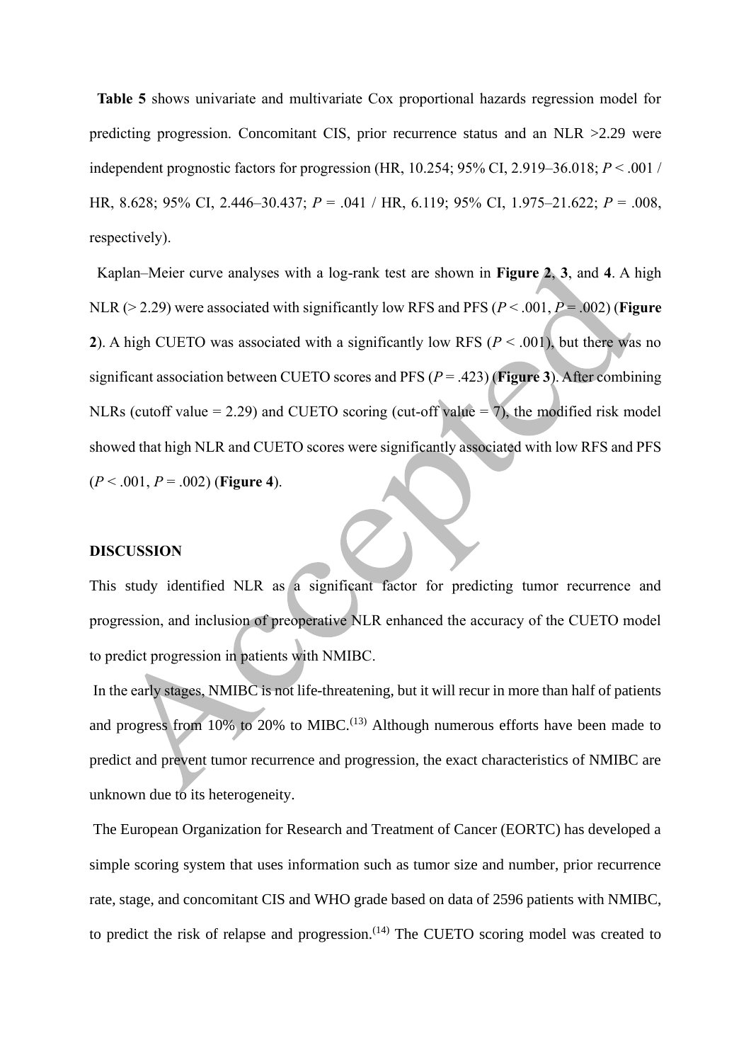**Table 5** shows univariate and multivariate Cox proportional hazards regression model for predicting progression. Concomitant CIS, prior recurrence status and an NLR >2.29 were independent prognostic factors for progression (HR, 10.254; 95% CI, 2.919–36.018; $P < .001$ / HR, 8.628; 95% CI, 2.446–30.437; $P = .041$ / HR, 6.119; 95% CI, 1.975–21.622; $P = .008$, respectively).

Kaplan–Meier curve analyses with a log-rank test are shown in **Figure 2**, **3**, and **4**. A high NLR (> 2.29) were associated with significantly low RFS and PFS ($P < .001$, $P = .002$) (**Figure 2**). A high CUETO was associated with a significantly low RFS ($P < .001$), but there was no significant association between CUETO scores and PFS ($P = .423$) (**Figure 3**). After combining NLRs (cutoff value = 2.29) and CUETO scoring (cut-off value = 7), the modified risk model showed that high NLR and CUETO scores were significantly associated with low RFS and PFS ($P < .001$, $P = .002$) (**Figure 4**).

## DISCUSSION

This study identified NLR as a significant factor for predicting tumor recurrence and progression, and inclusion of preoperative NLR enhanced the accuracy of the CUETO model to predict progression in patients with NMIBC.

In the early stages, NMIBC is not life-threatening, but it will recur in more than half of patients and progress from 10% to 20% to MIBC.[13] Although numerous efforts have been made to predict and prevent tumor recurrence and progression, the exact characteristics of NMIBC are unknown due to its heterogeneity.

The European Organization for Research and Treatment of Cancer (EORTC) has developed a simple scoring system that uses information such as tumor size and number, prior recurrence rate, stage, and concomitant CIS and WHO grade based on data of 2596 patients with NMIBC, to predict the risk of relapse and progression.[14] The CUETO scoring model was created to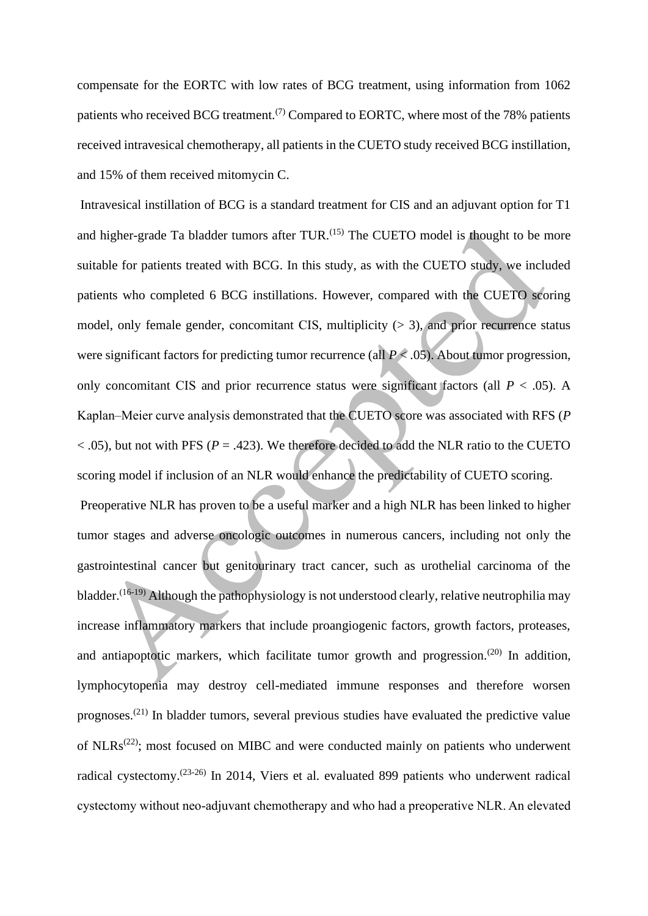compensate for the EORTC with low rates of BCG treatment, using information from 1062 patients who received BCG treatment.[7] Compared to EORTC, where most of the 78% patients received intravesical chemotherapy, all patients in the CUETO study received BCG instillation, and 15% of them received mitomycin C.

Intravesical instillation of BCG is a standard treatment for CIS and an adjuvant option for T1 and higher-grade Ta bladder tumors after TUR.[15] The CUETO model is thought to be more suitable for patients treated with BCG. In this study, as with the CUETO study, we included patients who completed 6 BCG instillations. However, compared with the CUETO scoring model, only female gender, concomitant CIS, multiplicity (> 3), and prior recurrence status were significant factors for predicting tumor recurrence (all $P < .05$). About tumor progression, only concomitant CIS and prior recurrence status were significant factors (all $P < .05$). A Kaplan–Meier curve analysis demonstrated that the CUETO score was associated with RFS ($P < .05$), but not with PFS ($P = .423$). We therefore decided to add the NLR ratio to the CUETO scoring model if inclusion of an NLR would enhance the predictability of CUETO scoring.

Preoperative NLR has proven to be a useful marker and a high NLR has been linked to higher tumor stages and adverse oncologic outcomes in numerous cancers, including not only the gastrointestinal cancer but genitourinary tract cancer, such as urothelial carcinoma of the bladder.[16-19] Although the pathophysiology is not understood clearly, relative neutrophilia may increase inflammatory markers that include proangiogenic factors, growth factors, proteases, and antiapoptotic markers, which facilitate tumor growth and progression.[20] In addition, lymphocytopenia may destroy cell-mediated immune responses and therefore worsen prognoses.[21] In bladder tumors, several previous studies have evaluated the predictive value of NLRs[22]; most focused on MIBC and were conducted mainly on patients who underwent radical cystectomy.[23-26] In 2014, Viers et al. evaluated 899 patients who underwent radical cystectomy without neo-adjuvant chemotherapy and who had a preoperative NLR. An elevated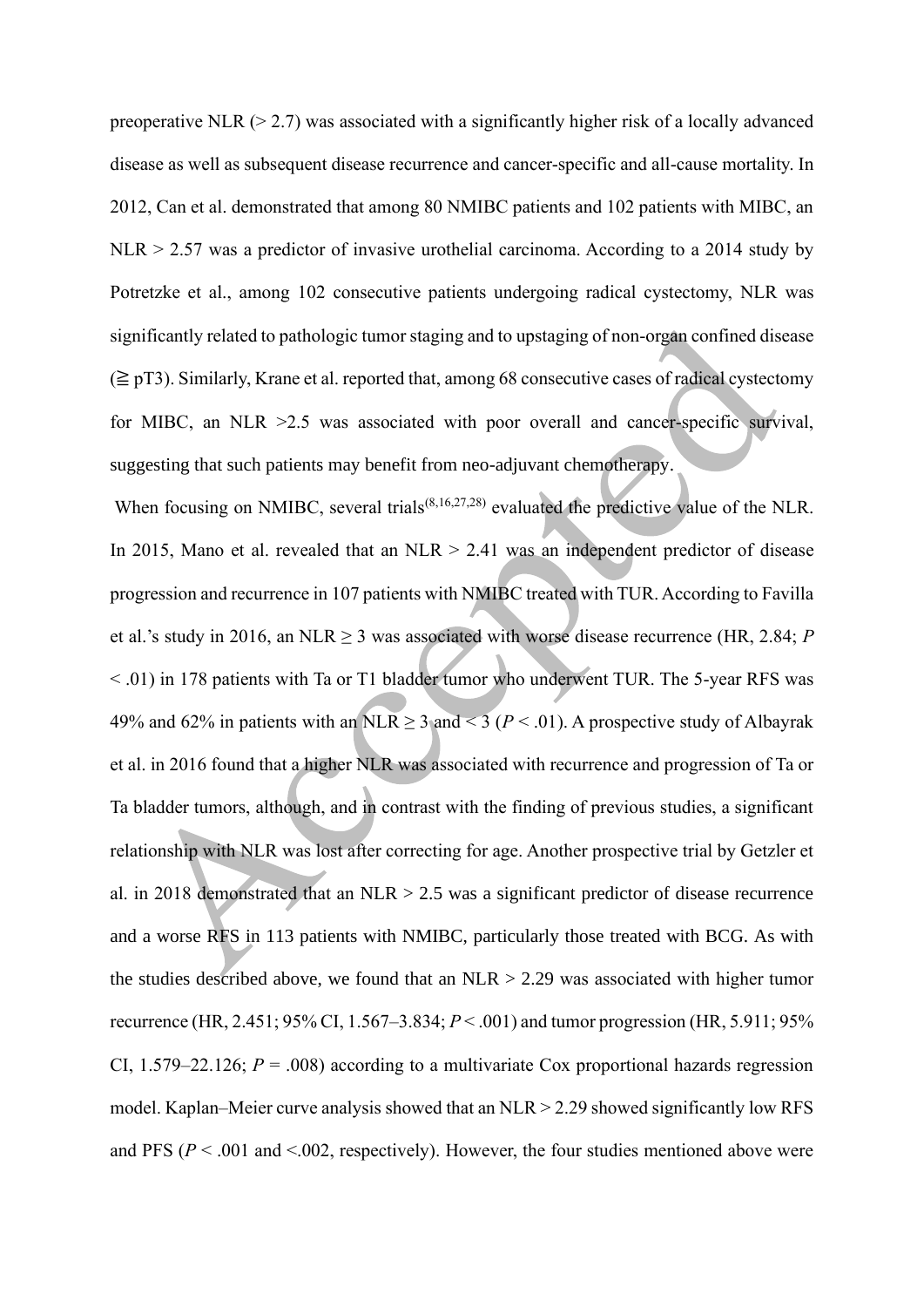preoperative NLR (> 2.7) was associated with a significantly higher risk of a locally advanced disease as well as subsequent disease recurrence and cancer-specific and all-cause mortality. In 2012, Can et al. demonstrated that among 80 NMIBC patients and 102 patients with MIBC, an NLR > 2.57 was a predictor of invasive urothelial carcinoma. According to a 2014 study by Potretzke et al., among 102 consecutive patients undergoing radical cystectomy, NLR was significantly related to pathologic tumor staging and to upstaging of non-organ confined disease (≧ pT3). Similarly, Krane et al. reported that, among 68 consecutive cases of radical cystectomy for MIBC, an NLR >2.5 was associated with poor overall and cancer-specific survival, suggesting that such patients may benefit from neo-adjuvant chemotherapy.

When focusing on NMIBC, several trials[8,16,27,28] evaluated the predictive value of the NLR. In 2015, Mano et al. revealed that an NLR > 2.41 was an independent predictor of disease progression and recurrence in 107 patients with NMIBC treated with TUR. According to Favilla et al.'s study in 2016, an NLR ≥ 3 was associated with worse disease recurrence (HR, 2.84; $P < .01$) in 178 patients with Ta or T1 bladder tumor who underwent TUR. The 5-year RFS was 49% and 62% in patients with an NLR ≥ 3 and < 3 ($P < .01$). A prospective study of Albayrak et al. in 2016 found that a higher NLR was associated with recurrence and progression of Ta or Ta bladder tumors, although, and in contrast with the finding of previous studies, a significant relationship with NLR was lost after correcting for age. Another prospective trial by Getzler et al. in 2018 demonstrated that an NLR > 2.5 was a significant predictor of disease recurrence and a worse RFS in 113 patients with NMIBC, particularly those treated with BCG. As with the studies described above, we found that an NLR > 2.29 was associated with higher tumor recurrence (HR, 2.451; 95% CI, 1.567–3.834; $P < .001$) and tumor progression (HR, 5.911; 95% CI, 1.579–22.126; $P = .008$) according to a multivariate Cox proportional hazards regression model. Kaplan–Meier curve analysis showed that an NLR > 2.29 showed significantly low RFS and PFS ($P < .001$ and <.002, respectively). However, the four studies mentioned above were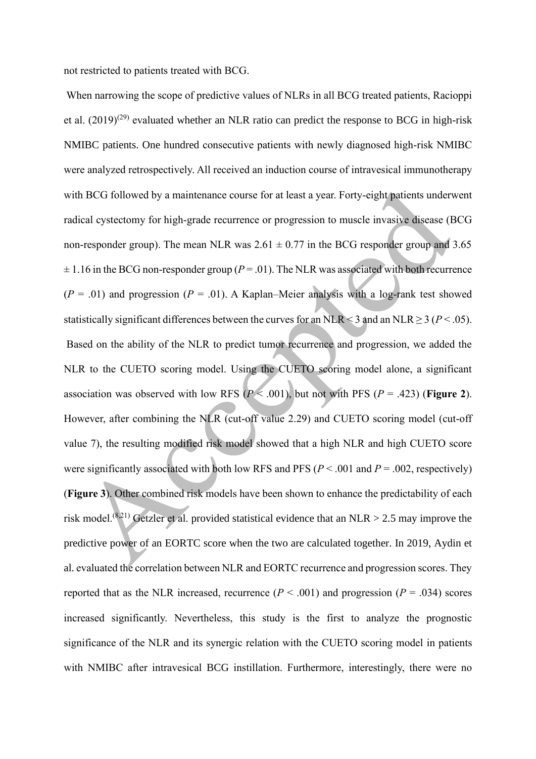not restricted to patients treated with BCG.

When narrowing the scope of predictive values of NLRs in all BCG treated patients, Racioppi et al. (2019)[29] evaluated whether an NLR ratio can predict the response to BCG in high-risk NMIBC patients. One hundred consecutive patients with newly diagnosed high-risk NMIBC were analyzed retrospectively. All received an induction course of intravesical immunotherapy with BCG followed by a maintenance course for at least a year. Forty-eight patients underwent radical cystectomy for high-grade recurrence or progression to muscle invasive disease (BCG non-responder group). The mean NLR was $2.61 \pm 0.77$ in the BCG responder group and $3.65 \pm 1.16$ in the BCG non-responder group ($P = .01$). The NLR was associated with both recurrence ($P = .01$) and progression ($P = .01$). A Kaplan–Meier analysis with a log-rank test showed statistically significant differences between the curves for an NLR < 3 and an NLR ≥ 3 ($P < .05$).

Based on the ability of the NLR to predict tumor recurrence and progression, we added the NLR to the CUETO scoring model. Using the CUETO scoring model alone, a significant association was observed with low RFS ($P < .001$), but not with PFS ($P = .423$) (**Figure 2**). However, after combining the NLR (cut-off value 2.29) and CUETO scoring model (cut-off value 7), the resulting modified risk model showed that a high NLR and high CUETO score were significantly associated with both low RFS and PFS ($P < .001$ and $P = .002$, respectively) (**Figure 3**). Other combined risk models have been shown to enhance the predictability of each risk model.[8,21] Getzler et al. provided statistical evidence that an NLR > 2.5 may improve the predictive power of an EORTC score when the two are calculated together. In 2019, Aydin et al. evaluated the correlation between NLR and EORTC recurrence and progression scores. They reported that as the NLR increased, recurrence ($P < .001$) and progression ($P = .034$) scores increased significantly. Nevertheless, this study is the first to analyze the prognostic significance of the NLR and its synergic relation with the CUETO scoring model in patients with NMIBC after intravesical BCG instillation. Furthermore, interestingly, there were no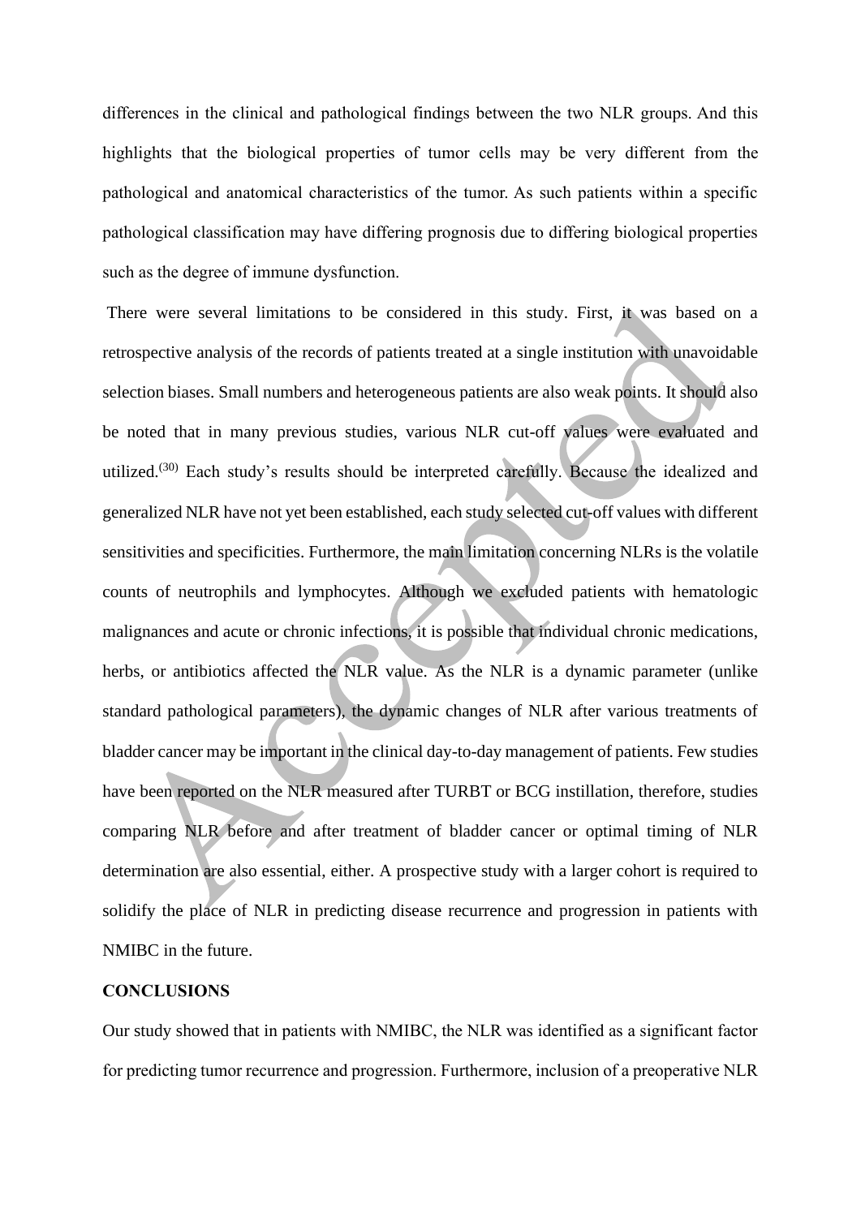differences in the clinical and pathological findings between the two NLR groups. And this highlights that the biological properties of tumor cells may be very different from the pathological and anatomical characteristics of the tumor. As such patients within a specific pathological classification may have differing prognosis due to differing biological properties such as the degree of immune dysfunction.

There were several limitations to be considered in this study. First, it was based on a retrospective analysis of the records of patients treated at a single institution with unavoidable selection biases. Small numbers and heterogeneous patients are also weak points. It should also be noted that in many previous studies, various NLR cut-off values were evaluated and utilized.[30] Each study's results should be interpreted carefully. Because the idealized and generalized NLR have not yet been established, each study selected cut-off values with different sensitivities and specificities. Furthermore, the main limitation concerning NLRs is the volatile counts of neutrophils and lymphocytes. Although we excluded patients with hematologic malignances and acute or chronic infections, it is possible that individual chronic medications, herbs, or antibiotics affected the NLR value. As the NLR is a dynamic parameter (unlike standard pathological parameters), the dynamic changes of NLR after various treatments of bladder cancer may be important in the clinical day-to-day management of patients. Few studies have been reported on the NLR measured after TURBT or BCG instillation, therefore, studies comparing NLR before and after treatment of bladder cancer or optimal timing of NLR determination are also essential, either. A prospective study with a larger cohort is required to solidify the place of NLR in predicting disease recurrence and progression in patients with NMIBC in the future.

## CONCLUSIONS

Our study showed that in patients with NMIBC, the NLR was identified as a significant factor for predicting tumor recurrence and progression. Furthermore, inclusion of a preoperative NLR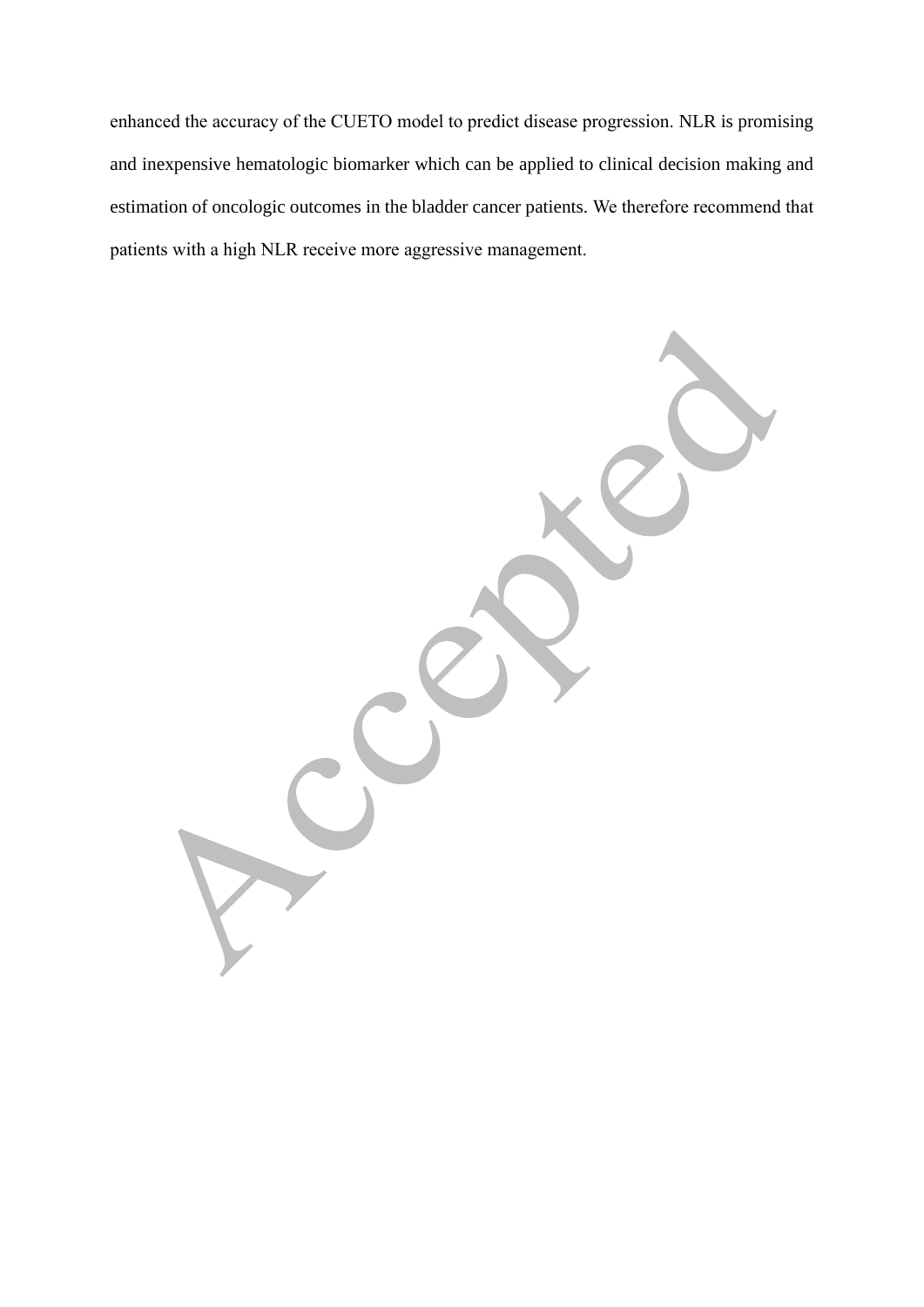enhanced the accuracy of the CUETO model to predict disease progression. NLR is promising and inexpensive hematologic biomarker which can be applied to clinical decision making and estimation of oncologic outcomes in the bladder cancer patients. We therefore recommend that patients with a high NLR receive more aggressive management.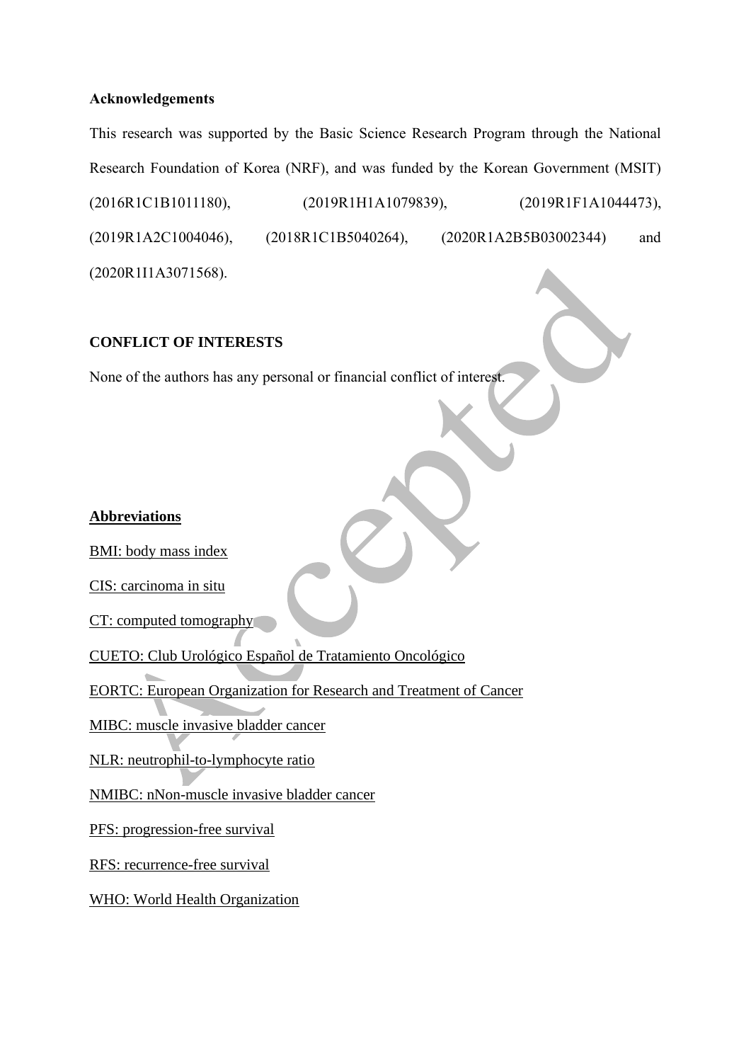**Acknowledgements**

This research was supported by the Basic Science Research Program through the National Research Foundation of Korea (NRF), and was funded by the Korean Government (MSIT) (2016R1C1B1011180), (2019R1H1A1079839), (2019R1F1A1044473), (2019R1A2C1004046), (2018R1C1B5040264), (2020R1A2B5B03002344) and (2020R1I1A3071568).

**CONFLICT OF INTERESTS**

None of the authors has any personal or financial conflict of interest.

**Abbreviations**

BMI: body mass index

CIS: carcinoma in situ

CT: computed tomography

CUETO: Club Urológico Español de Tratamiento Oncológico

EORTC: European Organization for Research and Treatment of Cancer

MIBC: muscle invasive bladder cancer

NLR: neutrophil-to-lymphocyte ratio

NMIBC: nNon-muscle invasive bladder cancer

PFS: progression-free survival

RFS: recurrence-free survival

WHO: World Health Organization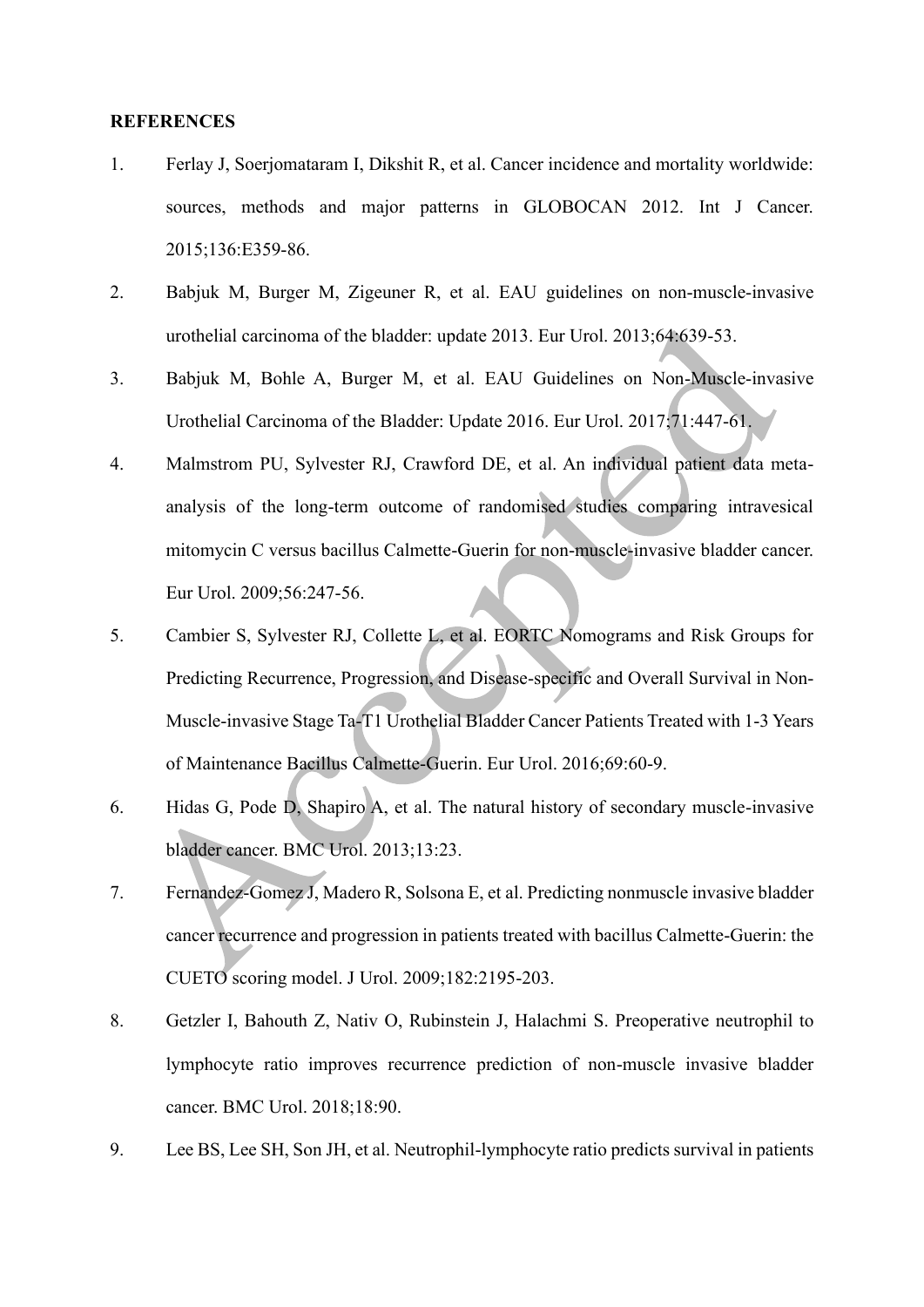**REFERENCES**

1. Ferlay J, Soerjomataram I, Dikshit R, et al. Cancer incidence and mortality worldwide: sources, methods and major patterns in GLOBOCAN 2012. Int J Cancer. 2015;136:E359-86.
2. Babjuk M, Burger M, Zigeuner R, et al. EAU guidelines on non-muscle-invasive urothelial carcinoma of the bladder: update 2013. Eur Urol. 2013;64:639-53.
3. Babjuk M, Bohle A, Burger M, et al. EAU Guidelines on Non-Muscle-invasive Urothelial Carcinoma of the Bladder: Update 2016. Eur Urol. 2017;71:447-61.
4. Malmstrom PU, Sylvester RJ, Crawford DE, et al. An individual patient data meta-analysis of the long-term outcome of randomised studies comparing intravesical mitomycin C versus bacillus Calmette-Guerin for non-muscle-invasive bladder cancer. Eur Urol. 2009;56:247-56.
5. Cambier S, Sylvester RJ, Collette L, et al. EORTC Nomograms and Risk Groups for Predicting Recurrence, Progression, and Disease-specific and Overall Survival in Non-Muscle-invasive Stage Ta-T1 Urothelial Bladder Cancer Patients Treated with 1-3 Years of Maintenance Bacillus Calmette-Guerin. Eur Urol. 2016;69:60-9.
6. Hidas G, Pode D, Shapiro A, et al. The natural history of secondary muscle-invasive bladder cancer. BMC Urol. 2013;13:23.
7. Fernandez-Gomez J, Madero R, Solsona E, et al. Predicting nonmuscle invasive bladder cancer recurrence and progression in patients treated with bacillus Calmette-Guerin: the CUETO scoring model. J Urol. 2009;182:2195-203.
8. Getzler I, Bahouth Z, Nativ O, Rubinstein J, Halachmi S. Preoperative neutrophil to lymphocyte ratio improves recurrence prediction of non-muscle invasive bladder cancer. BMC Urol. 2018;18:90.
9. Lee BS, Lee SH, Son JH, et al. Neutrophil-lymphocyte ratio predicts survival in patients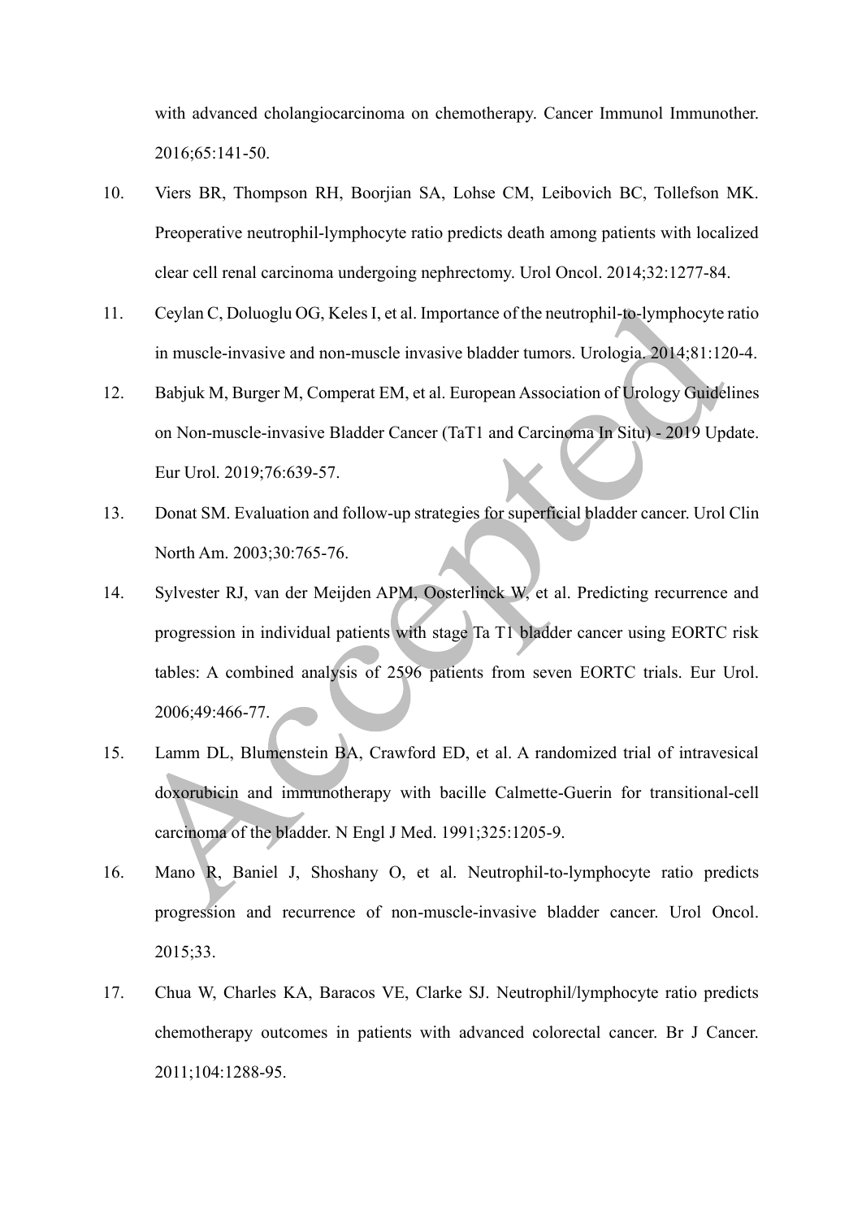with advanced cholangiocarcinoma on chemotherapy. Cancer Immunol Immunother. 2016;65:141-50.

10. Viers BR, Thompson RH, Boorjian SA, Lohse CM, Leibovich BC, Tollefson MK. Preoperative neutrophil-lymphocyte ratio predicts death among patients with localized clear cell renal carcinoma undergoing nephrectomy. Urol Oncol. 2014;32:1277-84.

11. Ceylan C, Doluoglu OG, Keles I, et al. Importance of the neutrophil-to-lymphocyte ratio in muscle-invasive and non-muscle invasive bladder tumors. Urologia. 2014;81:120-4.

12. Babjuk M, Burger M, Comperat EM, et al. European Association of Urology Guidelines on Non-muscle-invasive Bladder Cancer (TaT1 and Carcinoma In Situ) - 2019 Update. Eur Urol. 2019;76:639-57.

13. Donat SM. Evaluation and follow-up strategies for superficial bladder cancer. Urol Clin North Am. 2003;30:765-76.

14. Sylvester RJ, van der Meijden APM, Oosterlinck W, et al. Predicting recurrence and progression in individual patients with stage Ta T1 bladder cancer using EORTC risk tables: A combined analysis of 2596 patients from seven EORTC trials. Eur Urol. 2006;49:466-77.

15. Lamm DL, Blumenstein BA, Crawford ED, et al. A randomized trial of intravesical doxorubicin and immunotherapy with bacille Calmette-Guerin for transitional-cell carcinoma of the bladder. N Engl J Med. 1991;325:1205-9.

16. Mano R, Baniel J, Shoshany O, et al. Neutrophil-to-lymphocyte ratio predicts progression and recurrence of non-muscle-invasive bladder cancer. Urol Oncol. 2015;33.

17. Chua W, Charles KA, Baracos VE, Clarke SJ. Neutrophil/lymphocyte ratio predicts chemotherapy outcomes in patients with advanced colorectal cancer. Br J Cancer. 2011;104:1288-95.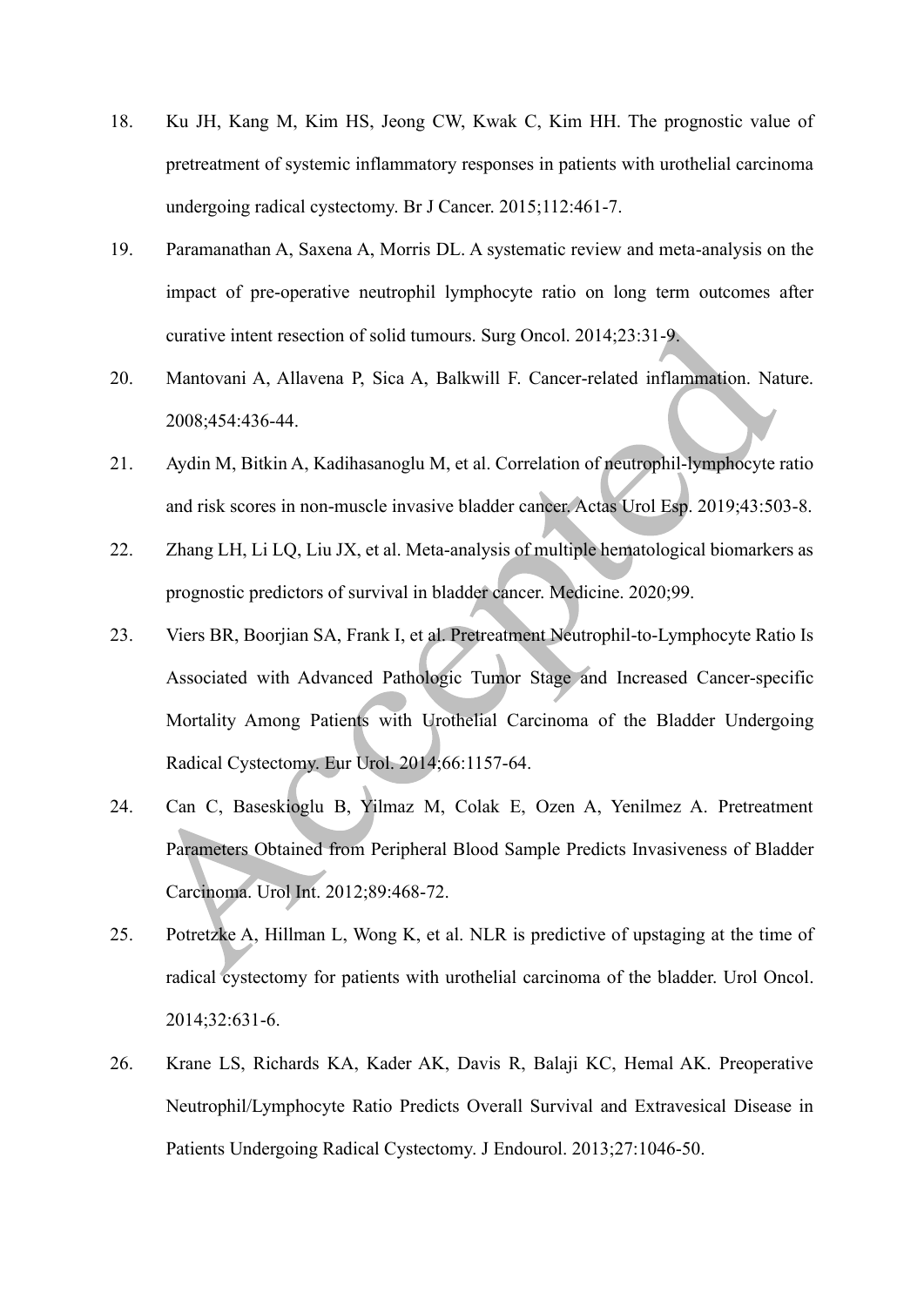18. Ku JH, Kang M, Kim HS, Jeong CW, Kwak C, Kim HH. The prognostic value of pretreatment of systemic inflammatory responses in patients with urothelial carcinoma undergoing radical cystectomy. Br J Cancer. 2015;112:461-7.

19. Paramanathan A, Saxena A, Morris DL. A systematic review and meta-analysis on the impact of pre-operative neutrophil lymphocyte ratio on long term outcomes after curative intent resection of solid tumours. Surg Oncol. 2014;23:31-9.

20. Mantovani A, Allavena P, Sica A, Balkwill F. Cancer-related inflammation. Nature. 2008;454:436-44.

21. Aydin M, Bitkin A, Kadihasanoglu M, et al. Correlation of neutrophil-lymphocyte ratio and risk scores in non-muscle invasive bladder cancer. Actas Urol Esp. 2019;43:503-8.

22. Zhang LH, Li LQ, Liu JX, et al. Meta-analysis of multiple hematological biomarkers as prognostic predictors of survival in bladder cancer. Medicine. 2020;99.

23. Viers BR, Boorjian SA, Frank I, et al. Pretreatment Neutrophil-to-Lymphocyte Ratio Is Associated with Advanced Pathologic Tumor Stage and Increased Cancer-specific Mortality Among Patients with Urothelial Carcinoma of the Bladder Undergoing Radical Cystectomy. Eur Urol. 2014;66:1157-64.

24. Can C, Baseskioglu B, Yilmaz M, Colak E, Ozen A, Yenilmez A. Pretreatment Parameters Obtained from Peripheral Blood Sample Predicts Invasiveness of Bladder Carcinoma. Urol Int. 2012;89:468-72.

25. Potretzke A, Hillman L, Wong K, et al. NLR is predictive of upstaging at the time of radical cystectomy for patients with urothelial carcinoma of the bladder. Urol Oncol. 2014;32:631-6.

26. Krane LS, Richards KA, Kader AK, Davis R, Balaji KC, Hemal AK. Preoperative Neutrophil/Lymphocyte Ratio Predicts Overall Survival and Extravesical Disease in Patients Undergoing Radical Cystectomy. J Endourol. 2013;27:1046-50.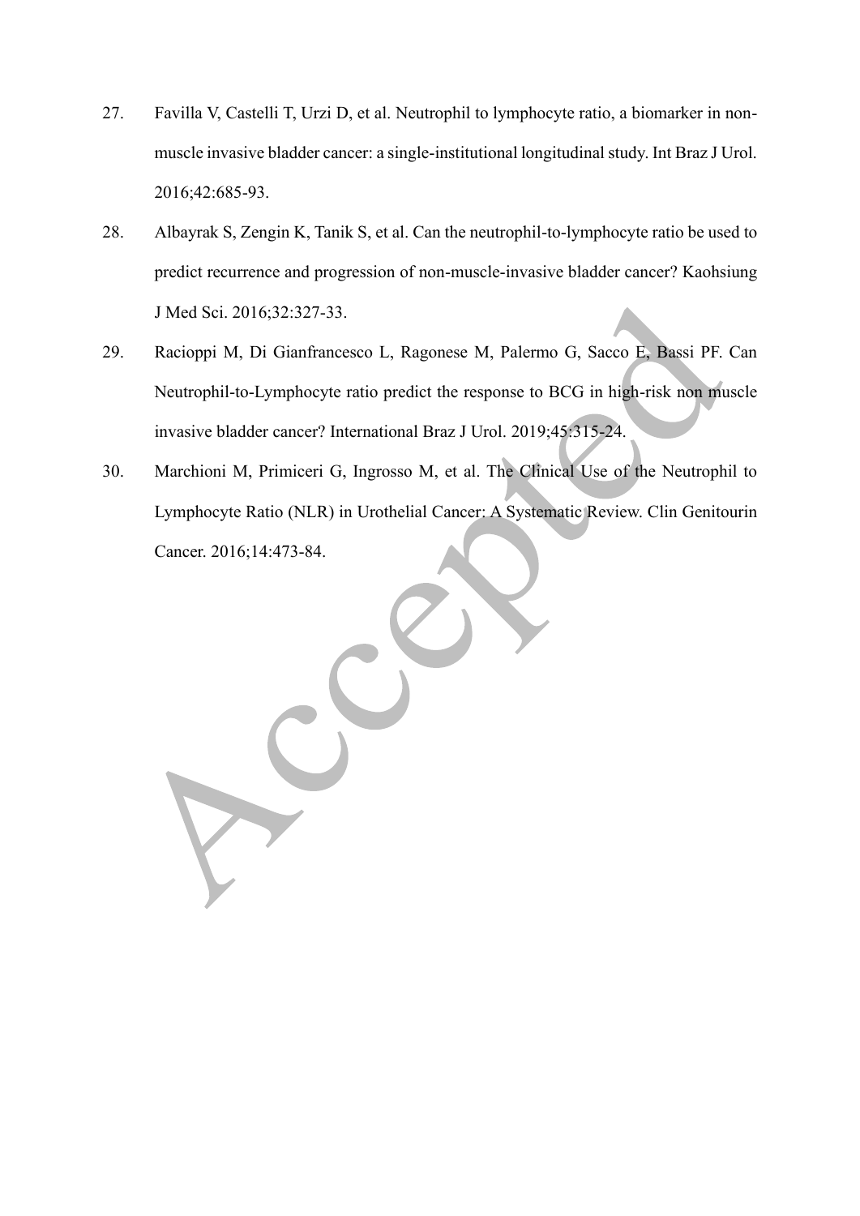27. Favilla V, Castelli T, Urzi D, et al. Neutrophil to lymphocyte ratio, a biomarker in non-muscle invasive bladder cancer: a single-institutional longitudinal study. Int Braz J Urol. 2016;42:685-93.

28. Albayrak S, Zengin K, Tanik S, et al. Can the neutrophil-to-lymphocyte ratio be used to predict recurrence and progression of non-muscle-invasive bladder cancer? Kaohsiung J Med Sci. 2016;32:327-33.

29. Racioppi M, Di Gianfrancesco L, Ragonese M, Palermo G, Sacco E, Bassi PF. Can Neutrophil-to-Lymphocyte ratio predict the response to BCG in high-risk non muscle invasive bladder cancer? International Braz J Urol. 2019;45:315-24.

30. Marchioni M, Primiceri G, Ingrosso M, et al. The Clinical Use of the Neutrophil to Lymphocyte Ratio (NLR) in Urothelial Cancer: A Systematic Review. Clin Genitourin Cancer. 2016;14:473-84.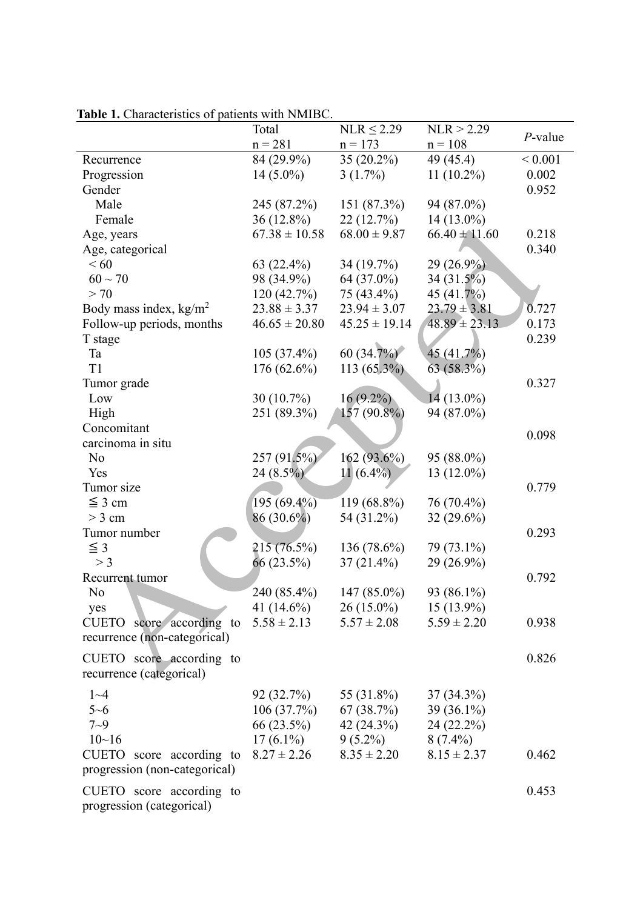**Table 1.** Characteristics of patients with NMIBC.

| | Total n = 281 | NLR ≤ 2.29 n = 173 | NLR > 2.29 n = 108 | *P*-value |
|---|---|---|---|---|
| Recurrence | 84 (29.9%) | 35 (20.2%) | 49 (45.4) | < 0.001 |
| Progression | 14 (5.0%) | 3 (1.7%) | 11 (10.2%) | 0.002 |
| Gender | | | | 0.952 |
| Male | 245 (87.2%) | 151 (87.3%) | 94 (87.0%) | |
| Female | 36 (12.8%) | 22 (12.7%) | 14 (13.0%) | |
| Age, years | 67.38 ± 10.58 | 68.00 ± 9.87 | 66.40 ± 11.60 | 0.218 |
| Age, categorical | | | | 0.340 |
| < 60 | 63 (22.4%) | 34 (19.7%) | 29 (26.9%) | |
| 60 ~ 70 | 98 (34.9%) | 64 (37.0%) | 34 (31.5%) | |
| > 70 | 120 (42.7%) | 75 (43.4%) | 45 (41.7%) | |
| Body mass index, kg/m$^2$ | 23.88 ± 3.37 | 23.94 ± 3.07 | 23.79 ± 3.81 | 0.727 |
| Follow-up periods, months | 46.65 ± 20.80 | 45.25 ± 19.14 | 48.89 ± 23.13 | 0.173 |
| T stage | | | | 0.239 |
| Ta | 105 (37.4%) | 60 (34.7%) | 45 (41.7%) | |
| T1 | 176 (62.6%) | 113 (65.3%) | 63 (58.3%) | |
| Tumor grade | | | | 0.327 |
| Low | 30 (10.7%) | 16 (9.2%) | 14 (13.0%) | |
| High | 251 (89.3%) | 157 (90.8%) | 94 (87.0%) | |
| Concomitant carcinoma in situ | | | | 0.098 |
| No | 257 (91.5%) | 162 (93.6%) | 95 (88.0%) | |
| Yes | 24 (8.5%) | 11 (6.4%) | 13 (12.0%) | |
| Tumor size | | | | 0.779 |
| ≦ 3 cm | 195 (69.4%) | 119 (68.8%) | 76 (70.4%) | |
| > 3 cm | 86 (30.6%) | 54 (31.2%) | 32 (29.6%) | |
| Tumor number | | | | 0.293 |
| ≦ 3 | 215 (76.5%) | 136 (78.6%) | 79 (73.1%) | |
| > 3 | 66 (23.5%) | 37 (21.4%) | 29 (26.9%) | |
| Recurrent tumor | | | | 0.792 |
| No | 240 (85.4%) | 147 (85.0%) | 93 (86.1%) | |
| yes | 41 (14.6%) | 26 (15.0%) | 15 (13.9%) | |
| CUETO score according to recurrence (non-categorical) | 5.58 ± 2.13 | 5.57 ± 2.08 | 5.59 ± 2.20 | 0.938 |
| CUETO score according to recurrence (categorical) | | | | 0.826 |
| 1~4 | 92 (32.7%) | 55 (31.8%) | 37 (34.3%) | |
| 5~6 | 106 (37.7%) | 67 (38.7%) | 39 (36.1%) | |
| 7~9 | 66 (23.5%) | 42 (24.3%) | 24 (22.2%) | |
| 10~16 | 17 (6.1%) | 9 (5.2%) | 8 (7.4%) | |
| CUETO score according to progression (non-categorical) | 8.27 ± 2.26 | 8.35 ± 2.20 | 8.15 ± 2.37 | 0.462 |
| CUETO score according to progression (categorical) | | | | 0.453 |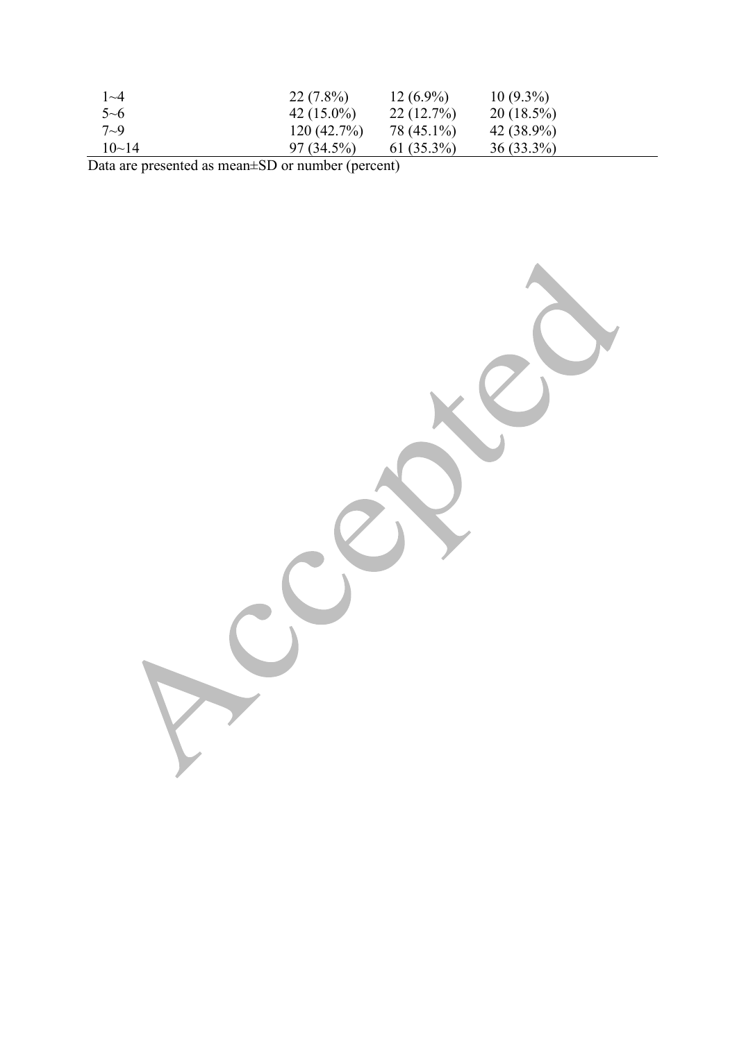|  |  |  |  |
|---|---|---|---|
| 1~4 | 22 (7.8%) | 12 (6.9%) | 10 (9.3%) |
| 5~6 | 42 (15.0%) | 22 (12.7%) | 20 (18.5%) |
| 7~9 | 120 (42.7%) | 78 (45.1%) | 42 (38.9%) |
| 10~14 | 97 (34.5%) | 61 (35.3%) | 36 (33.3%) |

Data are presented as mean±SD or number (percent)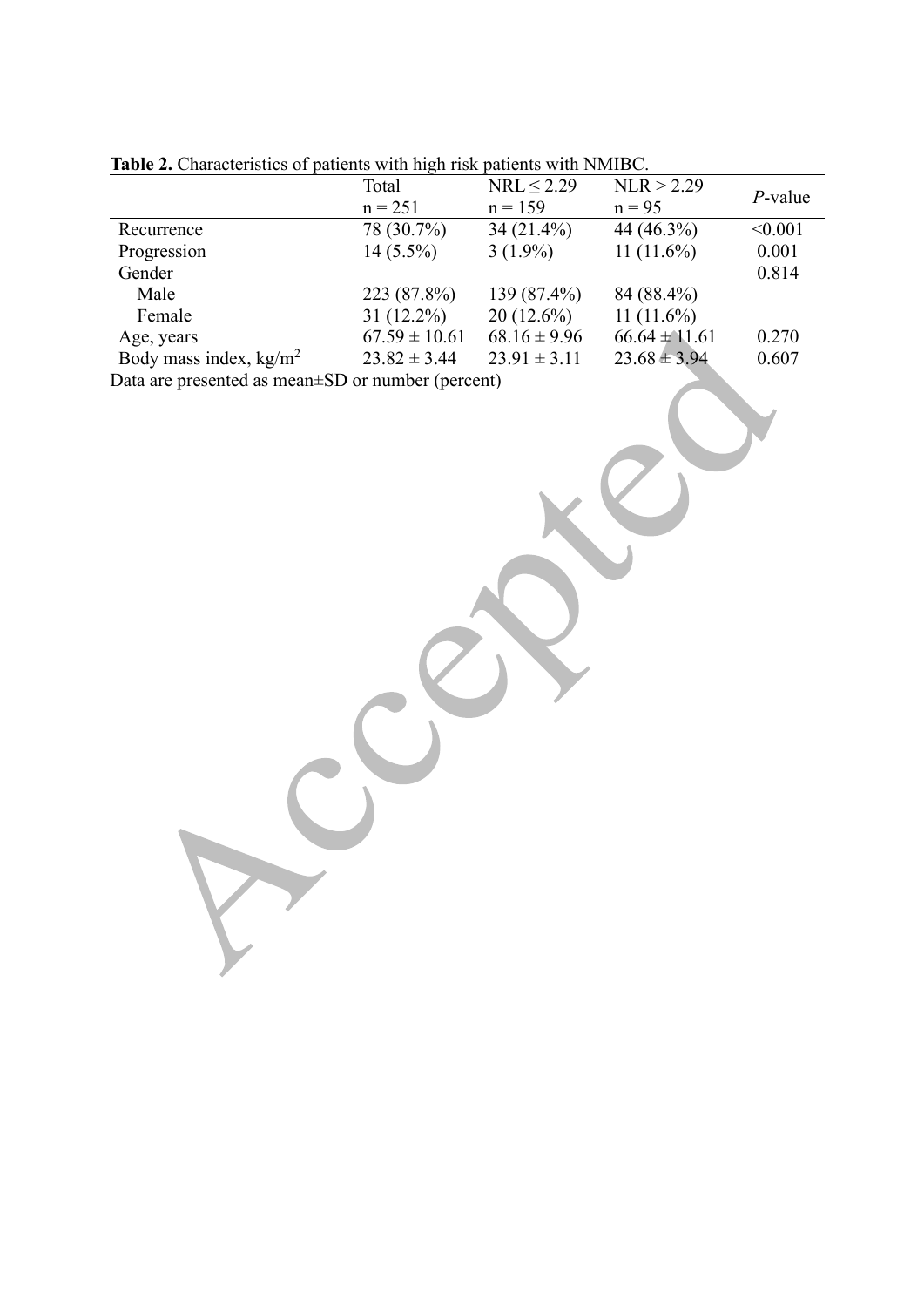**Table 2.** Characteristics of patients with high risk patients with NMIBC.

| | Total n = 251 | NRL ≤ 2.29 n = 159 | NLR > 2.29 n = 95 | *P*-value |
|---|---|---|---|---|
| Recurrence | 78 (30.7%) | 34 (21.4%) | 44 (46.3%) | <0.001 |
| Progression | 14 (5.5%) | 3 (1.9%) | 11 (11.6%) | 0.001 |
| Gender | | | | 0.814 |
| Male | 223 (87.8%) | 139 (87.4%) | 84 (88.4%) | |
| Female | 31 (12.2%) | 20 (12.6%) | 11 (11.6%) | |
| Age, years | 67.59 ± 10.61 | 68.16 ± 9.96 | 66.64 ± 11.61 | 0.270 |
| Body mass index, kg/m$^2$ | 23.82 ± 3.44 | 23.91 ± 3.11 | 23.68 ± 3.94 | 0.607 |

Data are presented as mean±SD or number (percent)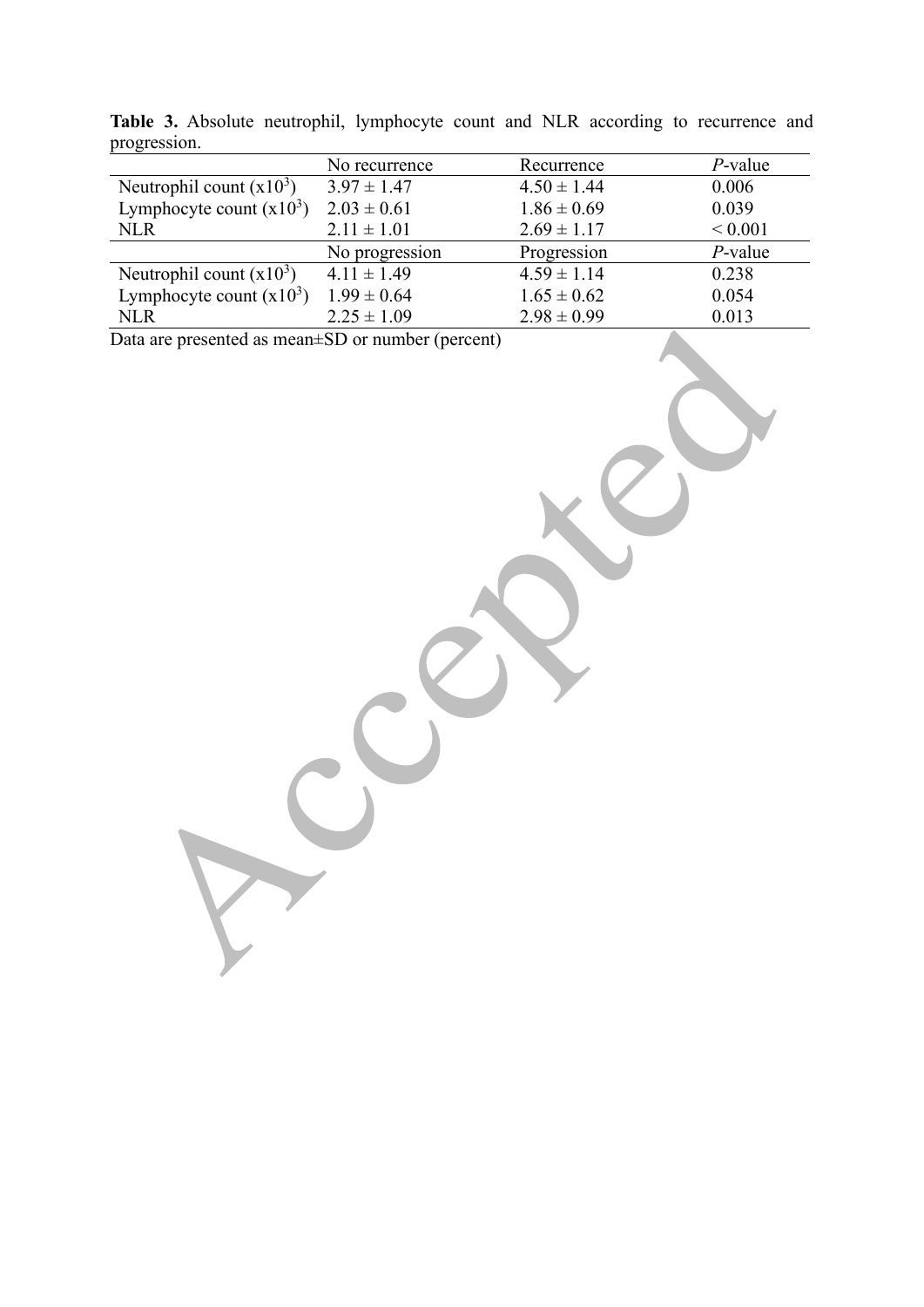**Table 3.** Absolute neutrophil, lymphocyte count and NLR according to recurrence and progression.

| | No recurrence | Recurrence | *P*-value |
|---|---|---|---|
| Neutrophil count ($x10^3$) | 3.97 ± 1.47 | 4.50 ± 1.44 | 0.006 |
| Lymphocyte count ($x10^3$) | 2.03 ± 0.61 | 1.86 ± 0.69 | 0.039 |
| NLR | 2.11 ± 1.01 | 2.69 ± 1.17 | < 0.001 |
| | No progression | Progression | *P*-value |
| Neutrophil count ($x10^3$) | 4.11 ± 1.49 | 4.59 ± 1.14 | 0.238 |
| Lymphocyte count ($x10^3$) | 1.99 ± 0.64 | 1.65 ± 0.62 | 0.054 |
| NLR | 2.25 ± 1.09 | 2.98 ± 0.99 | 0.013 |

Data are presented as mean±SD or number (percent)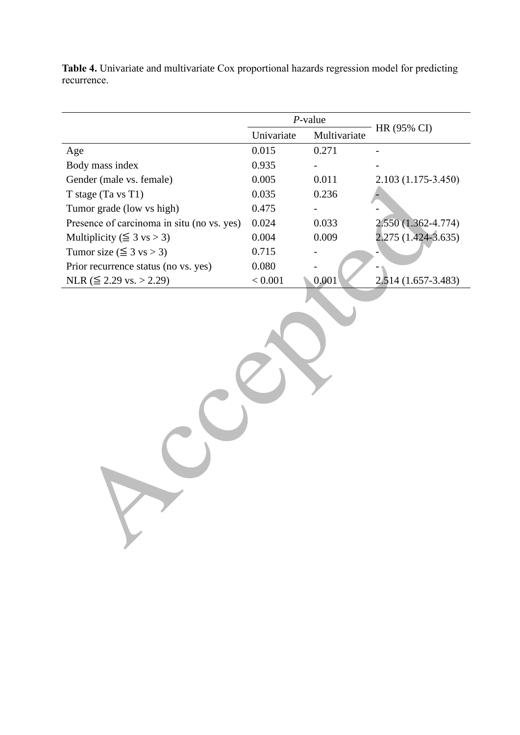**Table 4.** Univariate and multivariate Cox proportional hazards regression model for predicting recurrence.

| | *P*-value | | HR (95% CI) |
|---|---|---|---|
| | Univariate | Multivariate | |
| Age | 0.015 | 0.271 | - |
| Body mass index | 0.935 | - | - |
| Gender (male vs. female) | 0.005 | 0.011 | 2.103 (1.175-3.450) |
| T stage (Ta vs T1) | 0.035 | 0.236 | - |
| Tumor grade (low vs high) | 0.475 | - | - |
| Presence of carcinoma in situ (no vs. yes) | 0.024 | 0.033 | 2.550 (1.362-4.774) |
| Multiplicity (≦ 3 vs > 3) | 0.004 | 0.009 | 2.275 (1.424-3.635) |
| Tumor size (≦ 3 vs > 3) | 0.715 | - | - |
| Prior recurrence status (no vs. yes) | 0.080 | - | - |
| NLR (≦ 2.29 vs. > 2.29) | < 0.001 | 0.001 | 2.514 (1.657-3.483) |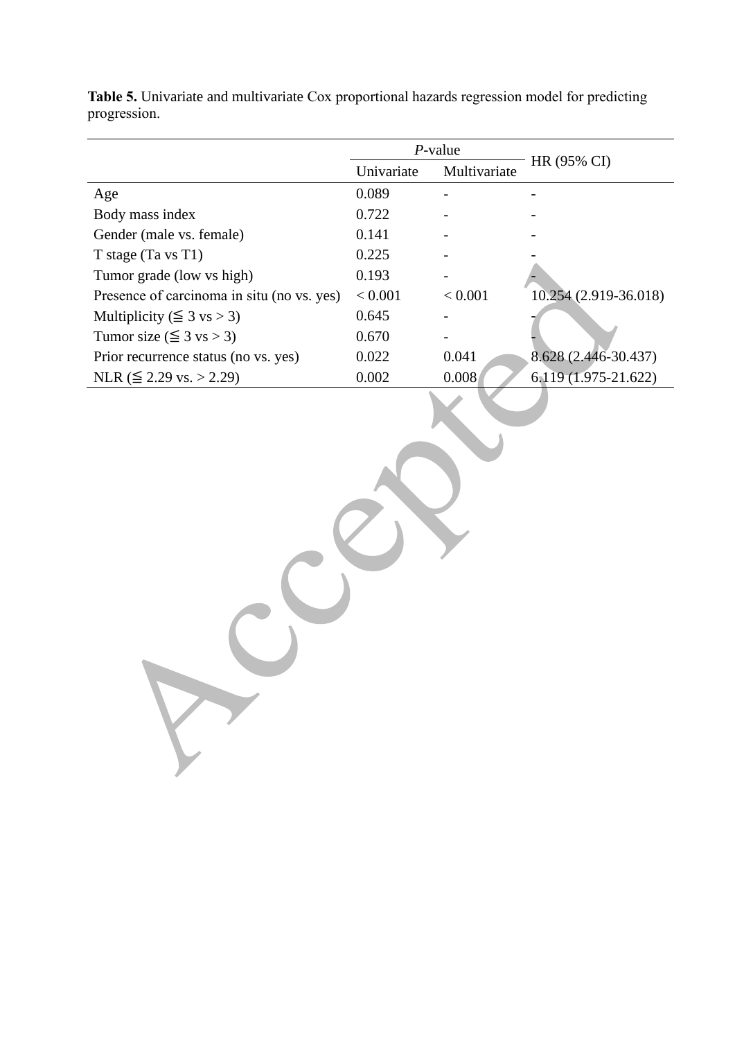**Table 5.** Univariate and multivariate Cox proportional hazards regression model for predicting progression.

| | *P*-value | | HR (95% CI) |
|---|---|---|---|
| | Univariate | Multivariate | |
| Age | 0.089 | - | - |
| Body mass index | 0.722 | - | - |
| Gender (male vs. female) | 0.141 | - | - |
| T stage (Ta vs T1) | 0.225 | - | - |
| Tumor grade (low vs high) | 0.193 | - | - |
| Presence of carcinoma in situ (no vs. yes) | < 0.001 | < 0.001 | 10.254 (2.919-36.018) |
| Multiplicity (≦ 3 vs > 3) | 0.645 | - | - |
| Tumor size (≦ 3 vs > 3) | 0.670 | - | - |
| Prior recurrence status (no vs. yes) | 0.022 | 0.041 | 8.628 (2.446-30.437) |
| NLR (≦ 2.29 vs. > 2.29) | 0.002 | 0.008 | 6.119 (1.975-21.622) |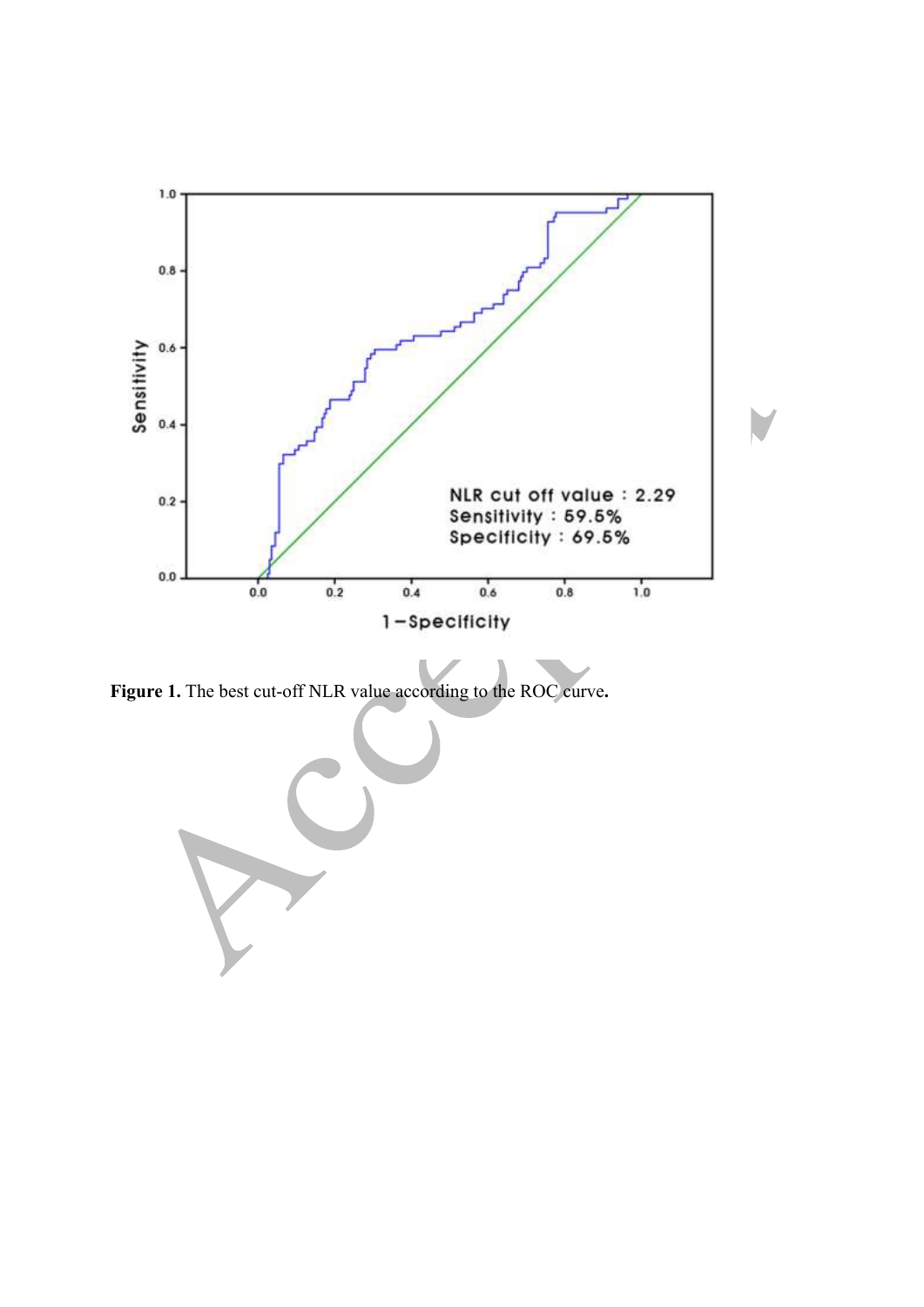**Figure 1.** The best cut-off NLR value according to the ROC curve**.**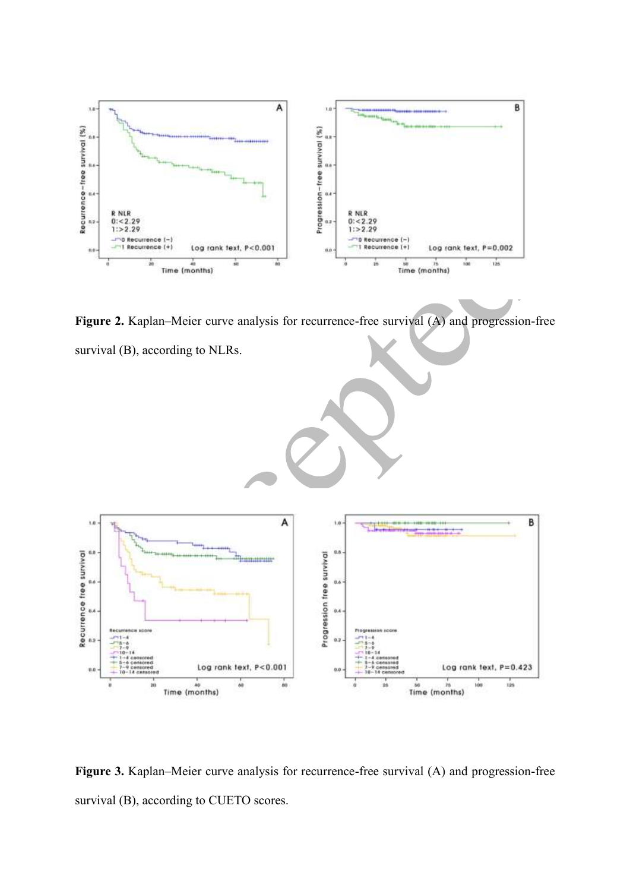**Figure 2.** Kaplan–Meier curve analysis for recurrence-free survival (A) and progression-free survival (B), according to NLRs.

**Figure 3.** Kaplan–Meier curve analysis for recurrence-free survival (A) and progression-free survival (B), according to CUETO scores.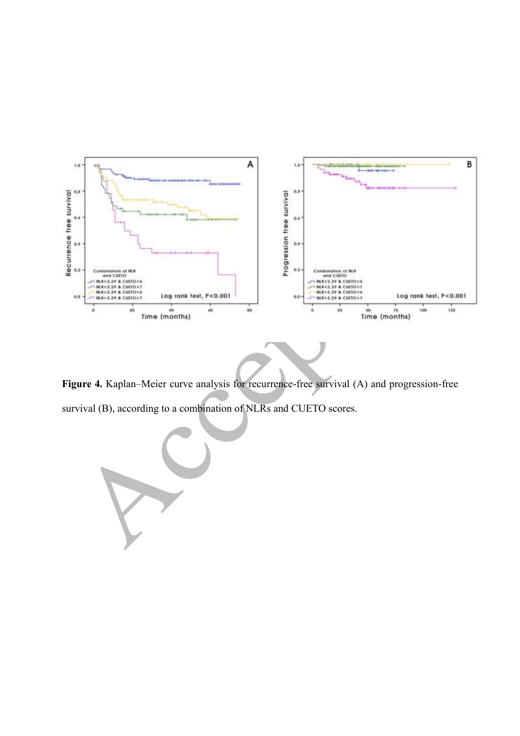A

Recurrence free survival

1.0

0.8

0.6

0.4

0.2

0.0

0 20 40 60 80

Time (months)

Combination of NLR and CUETO

NLR<2.29 & CUETO<6

NLR<2.29 & CUETO>7

NLR>2.29 & CUETO<6

NLR>2.29 & CUETO>7

Log rank test, P<0.001

B

Progression free survival

1.0

0.8

0.6

0.4

0.2

0.0

0 25 50 75 100 125

Time (months)

Combination of NLR and CUETO

NLR<2.29 & CUETO<6

NLR<2.29 & CUETO>7

NLR>2.29 & CUETO<6

NLR>2.29 & CUETO>7

Log rank test, P<0.001

**Figure 4.** Kaplan–Meier curve analysis for recurrence-free survival (A) and progression-free survival (B), according to a combination of NLRs and CUETO scores.